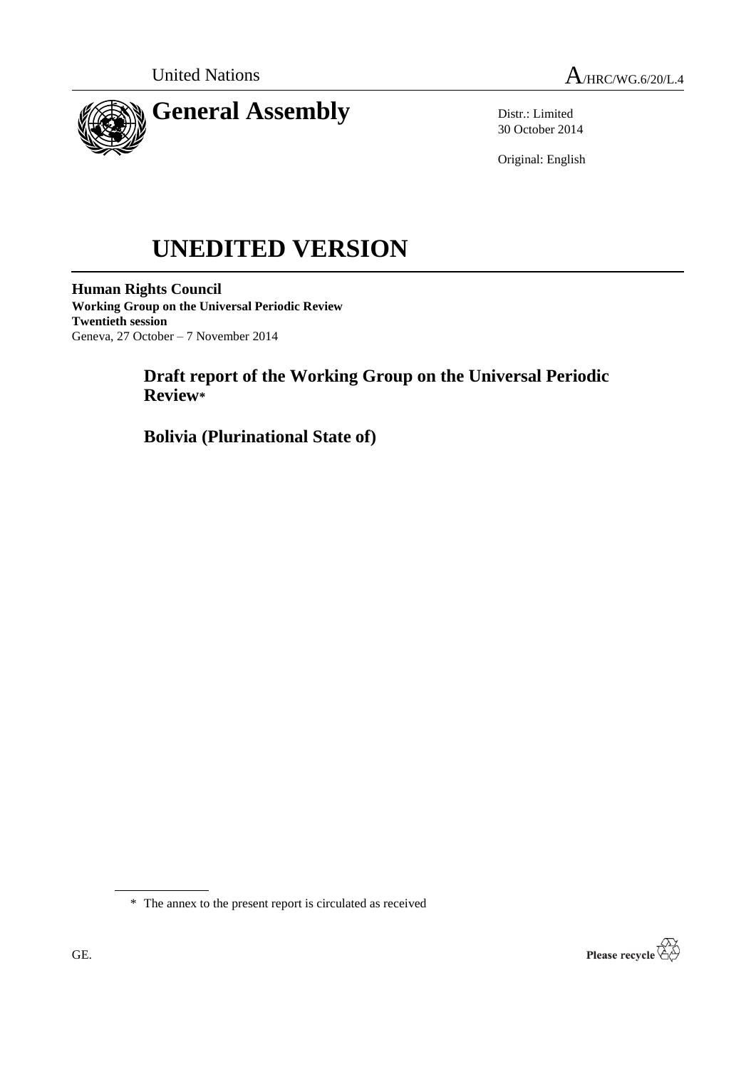United Nations A/HRC/WG.6/20/L.4

# General Assembly

Distr.: Limited
30 October 2014

Original: English

# UNEDITED VERSION

**Human Rights Council**
**Working Group on the Universal Periodic Review**
**Twentieth session**
Geneva, 27 October – 7 November 2014

## Draft report of the Working Group on the Universal Periodic Review*

## Bolivia (Plurinational State of)

\* The annex to the present report is circulated as received

GE.

Please recycle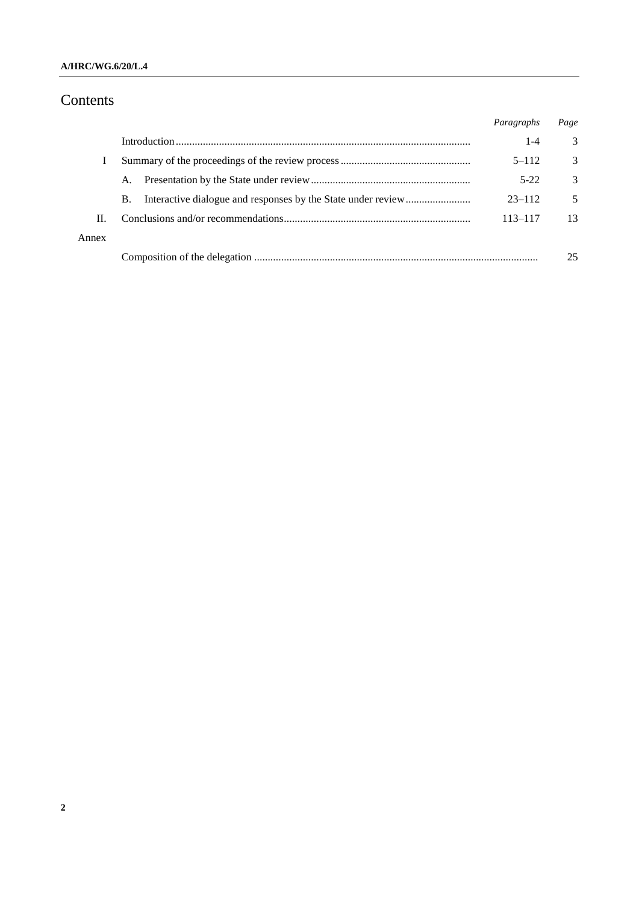# Contents

| | | *Paragraphs* | *Page* |
|---|---|---|---|
| | Introduction | 1-4 | 3 |
| I | Summary of the proceedings of the review process | 5–112 | 3 |
| | A. Presentation by the State under review | 5-22 | 3 |
| | B. Interactive dialogue and responses by the State under review | 23–112 | 5 |
| II. | Conclusions and/or recommendations | 113–117 | 13 |
| Annex | | | |
| | Composition of the delegation | | 25 |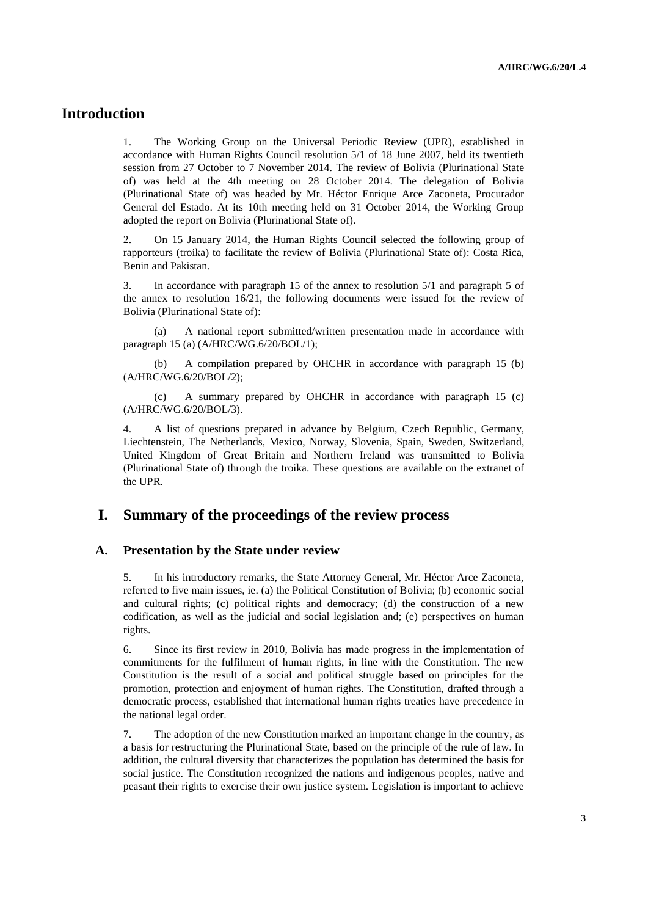# Introduction

1. The Working Group on the Universal Periodic Review (UPR), established in accordance with Human Rights Council resolution 5/1 of 18 June 2007, held its twentieth session from 27 October to 7 November 2014. The review of Bolivia (Plurinational State of) was held at the 4th meeting on 28 October 2014. The delegation of Bolivia (Plurinational State of) was headed by Mr. Héctor Enrique Arce Zaconeta, Procurador General del Estado. At its 10th meeting held on 31 October 2014, the Working Group adopted the report on Bolivia (Plurinational State of).

2. On 15 January 2014, the Human Rights Council selected the following group of rapporteurs (troika) to facilitate the review of Bolivia (Plurinational State of): Costa Rica, Benin and Pakistan.

3. In accordance with paragraph 15 of the annex to resolution 5/1 and paragraph 5 of the annex to resolution 16/21, the following documents were issued for the review of Bolivia (Plurinational State of):

(a) A national report submitted/written presentation made in accordance with paragraph 15 (a) (A/HRC/WG.6/20/BOL/1);

(b) A compilation prepared by OHCHR in accordance with paragraph 15 (b) (A/HRC/WG.6/20/BOL/2);

(c) A summary prepared by OHCHR in accordance with paragraph 15 (c) (A/HRC/WG.6/20/BOL/3).

4. A list of questions prepared in advance by Belgium, Czech Republic, Germany, Liechtenstein, The Netherlands, Mexico, Norway, Slovenia, Spain, Sweden, Switzerland, United Kingdom of Great Britain and Northern Ireland was transmitted to Bolivia (Plurinational State of) through the troika. These questions are available on the extranet of the UPR.

# I. Summary of the proceedings of the review process

## A. Presentation by the State under review

5. In his introductory remarks, the State Attorney General, Mr. Héctor Arce Zaconeta, referred to five main issues, ie. (a) the Political Constitution of Bolivia; (b) economic social and cultural rights; (c) political rights and democracy; (d) the construction of a new codification, as well as the judicial and social legislation and; (e) perspectives on human rights.

6. Since its first review in 2010, Bolivia has made progress in the implementation of commitments for the fulfilment of human rights, in line with the Constitution. The new Constitution is the result of a social and political struggle based on principles for the promotion, protection and enjoyment of human rights. The Constitution, drafted through a democratic process, established that international human rights treaties have precedence in the national legal order.

7. The adoption of the new Constitution marked an important change in the country, as a basis for restructuring the Plurinational State, based on the principle of the rule of law. In addition, the cultural diversity that characterizes the population has determined the basis for social justice. The Constitution recognized the nations and indigenous peoples, native and peasant their rights to exercise their own justice system. Legislation is important to achieve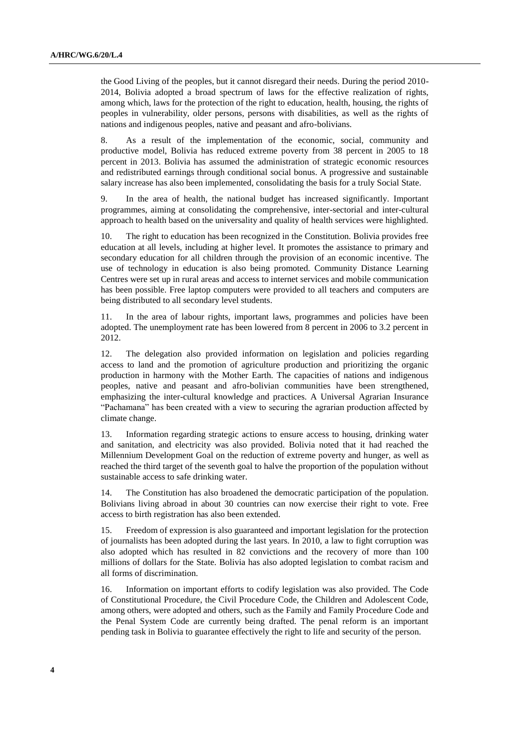the Good Living of the peoples, but it cannot disregard their needs. During the period 2010-2014, Bolivia adopted a broad spectrum of laws for the effective realization of rights, among which, laws for the protection of the right to education, health, housing, the rights of peoples in vulnerability, older persons, persons with disabilities, as well as the rights of nations and indigenous peoples, native and peasant and afro-bolivians.

8. As a result of the implementation of the economic, social, community and productive model, Bolivia has reduced extreme poverty from 38 percent in 2005 to 18 percent in 2013. Bolivia has assumed the administration of strategic economic resources and redistributed earnings through conditional social bonus. A progressive and sustainable salary increase has also been implemented, consolidating the basis for a truly Social State.

9. In the area of health, the national budget has increased significantly. Important programmes, aiming at consolidating the comprehensive, inter-sectorial and inter-cultural approach to health based on the universality and quality of health services were highlighted.

10. The right to education has been recognized in the Constitution. Bolivia provides free education at all levels, including at higher level. It promotes the assistance to primary and secondary education for all children through the provision of an economic incentive. The use of technology in education is also being promoted. Community Distance Learning Centres were set up in rural areas and access to internet services and mobile communication has been possible. Free laptop computers were provided to all teachers and computers are being distributed to all secondary level students.

11. In the area of labour rights, important laws, programmes and policies have been adopted. The unemployment rate has been lowered from 8 percent in 2006 to 3.2 percent in 2012.

12. The delegation also provided information on legislation and policies regarding access to land and the promotion of agriculture production and prioritizing the organic production in harmony with the Mother Earth. The capacities of nations and indigenous peoples, native and peasant and afro-bolivian communities have been strengthened, emphasizing the inter-cultural knowledge and practices. A Universal Agrarian Insurance "Pachamana" has been created with a view to securing the agrarian production affected by climate change.

13. Information regarding strategic actions to ensure access to housing, drinking water and sanitation, and electricity was also provided. Bolivia noted that it had reached the Millennium Development Goal on the reduction of extreme poverty and hunger, as well as reached the third target of the seventh goal to halve the proportion of the population without sustainable access to safe drinking water.

14. The Constitution has also broadened the democratic participation of the population. Bolivians living abroad in about 30 countries can now exercise their right to vote. Free access to birth registration has also been extended.

15. Freedom of expression is also guaranteed and important legislation for the protection of journalists has been adopted during the last years. In 2010, a law to fight corruption was also adopted which has resulted in 82 convictions and the recovery of more than 100 millions of dollars for the State. Bolivia has also adopted legislation to combat racism and all forms of discrimination.

16. Information on important efforts to codify legislation was also provided. The Code of Constitutional Procedure, the Civil Procedure Code, the Children and Adolescent Code, among others, were adopted and others, such as the Family and Family Procedure Code and the Penal System Code are currently being drafted. The penal reform is an important pending task in Bolivia to guarantee effectively the right to life and security of the person.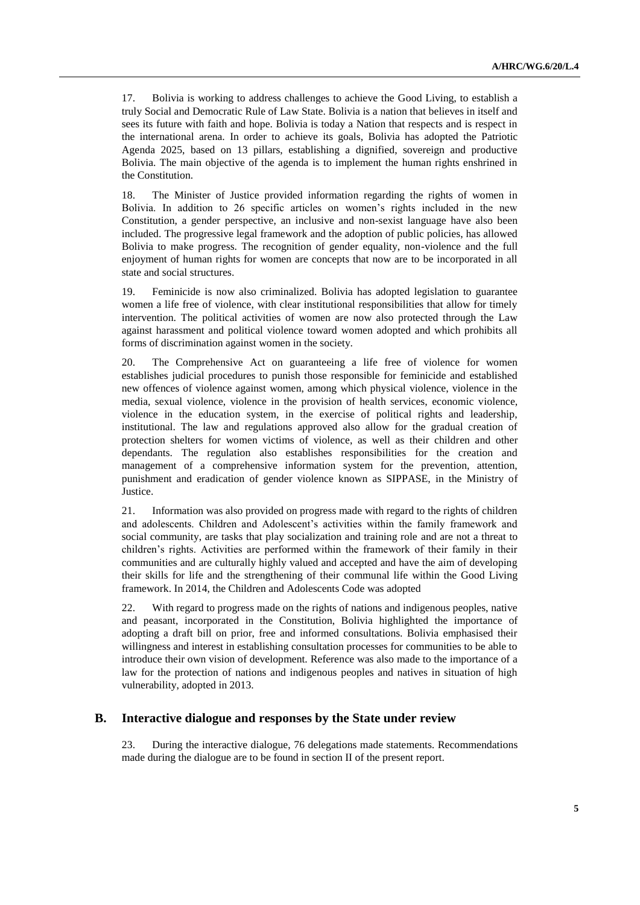17. Bolivia is working to address challenges to achieve the Good Living, to establish a truly Social and Democratic Rule of Law State. Bolivia is a nation that believes in itself and sees its future with faith and hope. Bolivia is today a Nation that respects and is respect in the international arena. In order to achieve its goals, Bolivia has adopted the Patriotic Agenda 2025, based on 13 pillars, establishing a dignified, sovereign and productive Bolivia. The main objective of the agenda is to implement the human rights enshrined in the Constitution.

18. The Minister of Justice provided information regarding the rights of women in Bolivia. In addition to 26 specific articles on women's rights included in the new Constitution, a gender perspective, an inclusive and non-sexist language have also been included. The progressive legal framework and the adoption of public policies, has allowed Bolivia to make progress. The recognition of gender equality, non-violence and the full enjoyment of human rights for women are concepts that now are to be incorporated in all state and social structures.

19. Feminicide is now also criminalized. Bolivia has adopted legislation to guarantee women a life free of violence, with clear institutional responsibilities that allow for timely intervention. The political activities of women are now also protected through the Law against harassment and political violence toward women adopted and which prohibits all forms of discrimination against women in the society.

20. The Comprehensive Act on guaranteeing a life free of violence for women establishes judicial procedures to punish those responsible for feminicide and established new offences of violence against women, among which physical violence, violence in the media, sexual violence, violence in the provision of health services, economic violence, violence in the education system, in the exercise of political rights and leadership, institutional. The law and regulations approved also allow for the gradual creation of protection shelters for women victims of violence, as well as their children and other dependants. The regulation also establishes responsibilities for the creation and management of a comprehensive information system for the prevention, attention, punishment and eradication of gender violence known as SIPPASE, in the Ministry of Justice.

21. Information was also provided on progress made with regard to the rights of children and adolescents. Children and Adolescent's activities within the family framework and social community, are tasks that play socialization and training role and are not a threat to children's rights. Activities are performed within the framework of their family in their communities and are culturally highly valued and accepted and have the aim of developing their skills for life and the strengthening of their communal life within the Good Living framework. In 2014, the Children and Adolescents Code was adopted

22. With regard to progress made on the rights of nations and indigenous peoples, native and peasant, incorporated in the Constitution, Bolivia highlighted the importance of adopting a draft bill on prior, free and informed consultations. Bolivia emphasised their willingness and interest in establishing consultation processes for communities to be able to introduce their own vision of development. Reference was also made to the importance of a law for the protection of nations and indigenous peoples and natives in situation of high vulnerability, adopted in 2013.

## B. Interactive dialogue and responses by the State under review

23. During the interactive dialogue, 76 delegations made statements. Recommendations made during the dialogue are to be found in section II of the present report.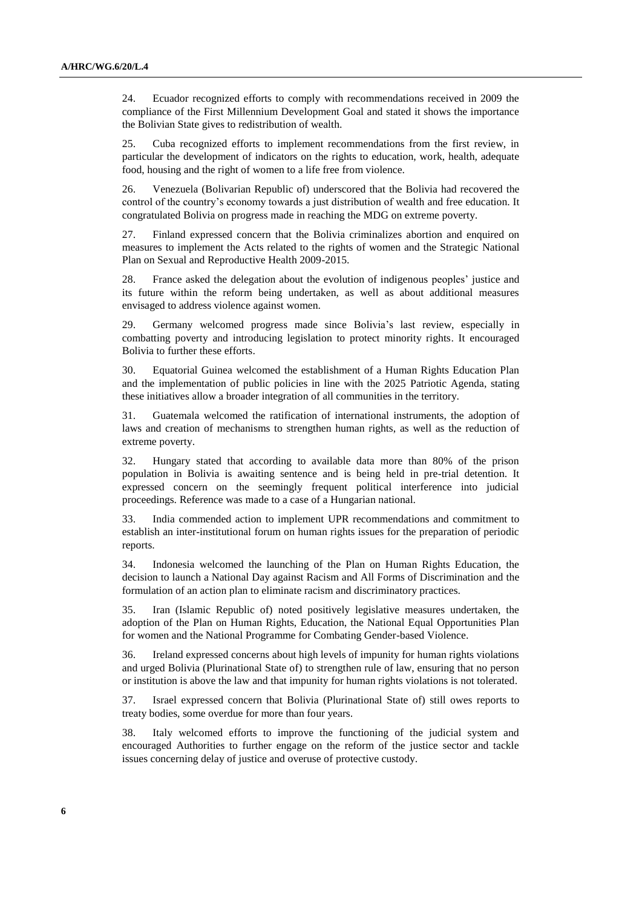24. Ecuador recognized efforts to comply with recommendations received in 2009 the compliance of the First Millennium Development Goal and stated it shows the importance the Bolivian State gives to redistribution of wealth.

25. Cuba recognized efforts to implement recommendations from the first review, in particular the development of indicators on the rights to education, work, health, adequate food, housing and the right of women to a life free from violence.

26. Venezuela (Bolivarian Republic of) underscored that the Bolivia had recovered the control of the country's economy towards a just distribution of wealth and free education. It congratulated Bolivia on progress made in reaching the MDG on extreme poverty.

27. Finland expressed concern that the Bolivia criminalizes abortion and enquired on measures to implement the Acts related to the rights of women and the Strategic National Plan on Sexual and Reproductive Health 2009-2015.

28. France asked the delegation about the evolution of indigenous peoples' justice and its future within the reform being undertaken, as well as about additional measures envisaged to address violence against women.

29. Germany welcomed progress made since Bolivia's last review, especially in combatting poverty and introducing legislation to protect minority rights. It encouraged Bolivia to further these efforts.

30. Equatorial Guinea welcomed the establishment of a Human Rights Education Plan and the implementation of public policies in line with the 2025 Patriotic Agenda, stating these initiatives allow a broader integration of all communities in the territory.

31. Guatemala welcomed the ratification of international instruments, the adoption of laws and creation of mechanisms to strengthen human rights, as well as the reduction of extreme poverty.

32. Hungary stated that according to available data more than 80% of the prison population in Bolivia is awaiting sentence and is being held in pre-trial detention. It expressed concern on the seemingly frequent political interference into judicial proceedings. Reference was made to a case of a Hungarian national.

33. India commended action to implement UPR recommendations and commitment to establish an inter-institutional forum on human rights issues for the preparation of periodic reports.

34. Indonesia welcomed the launching of the Plan on Human Rights Education, the decision to launch a National Day against Racism and All Forms of Discrimination and the formulation of an action plan to eliminate racism and discriminatory practices.

35. Iran (Islamic Republic of) noted positively legislative measures undertaken, the adoption of the Plan on Human Rights, Education, the National Equal Opportunities Plan for women and the National Programme for Combating Gender-based Violence.

36. Ireland expressed concerns about high levels of impunity for human rights violations and urged Bolivia (Plurinational State of) to strengthen rule of law, ensuring that no person or institution is above the law and that impunity for human rights violations is not tolerated.

37. Israel expressed concern that Bolivia (Plurinational State of) still owes reports to treaty bodies, some overdue for more than four years.

38. Italy welcomed efforts to improve the functioning of the judicial system and encouraged Authorities to further engage on the reform of the justice sector and tackle issues concerning delay of justice and overuse of protective custody.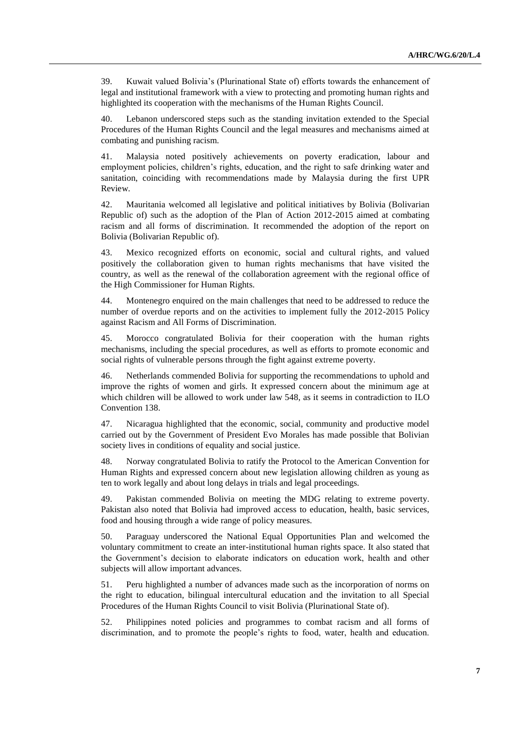39. Kuwait valued Bolivia's (Plurinational State of) efforts towards the enhancement of legal and institutional framework with a view to protecting and promoting human rights and highlighted its cooperation with the mechanisms of the Human Rights Council.

40. Lebanon underscored steps such as the standing invitation extended to the Special Procedures of the Human Rights Council and the legal measures and mechanisms aimed at combating and punishing racism.

41. Malaysia noted positively achievements on poverty eradication, labour and employment policies, children's rights, education, and the right to safe drinking water and sanitation, coinciding with recommendations made by Malaysia during the first UPR Review.

42. Mauritania welcomed all legislative and political initiatives by Bolivia (Bolivarian Republic of) such as the adoption of the Plan of Action 2012-2015 aimed at combating racism and all forms of discrimination. It recommended the adoption of the report on Bolivia (Bolivarian Republic of).

43. Mexico recognized efforts on economic, social and cultural rights, and valued positively the collaboration given to human rights mechanisms that have visited the country, as well as the renewal of the collaboration agreement with the regional office of the High Commissioner for Human Rights.

44. Montenegro enquired on the main challenges that need to be addressed to reduce the number of overdue reports and on the activities to implement fully the 2012-2015 Policy against Racism and All Forms of Discrimination.

45. Morocco congratulated Bolivia for their cooperation with the human rights mechanisms, including the special procedures, as well as efforts to promote economic and social rights of vulnerable persons through the fight against extreme poverty.

46. Netherlands commended Bolivia for supporting the recommendations to uphold and improve the rights of women and girls. It expressed concern about the minimum age at which children will be allowed to work under law 548, as it seems in contradiction to ILO Convention 138.

47. Nicaragua highlighted that the economic, social, community and productive model carried out by the Government of President Evo Morales has made possible that Bolivian society lives in conditions of equality and social justice.

48. Norway congratulated Bolivia to ratify the Protocol to the American Convention for Human Rights and expressed concern about new legislation allowing children as young as ten to work legally and about long delays in trials and legal proceedings.

49. Pakistan commended Bolivia on meeting the MDG relating to extreme poverty. Pakistan also noted that Bolivia had improved access to education, health, basic services, food and housing through a wide range of policy measures.

50. Paraguay underscored the National Equal Opportunities Plan and welcomed the voluntary commitment to create an inter-institutional human rights space. It also stated that the Government's decision to elaborate indicators on education work, health and other subjects will allow important advances.

51. Peru highlighted a number of advances made such as the incorporation of norms on the right to education, bilingual intercultural education and the invitation to all Special Procedures of the Human Rights Council to visit Bolivia (Plurinational State of).

52. Philippines noted policies and programmes to combat racism and all forms of discrimination, and to promote the people's rights to food, water, health and education.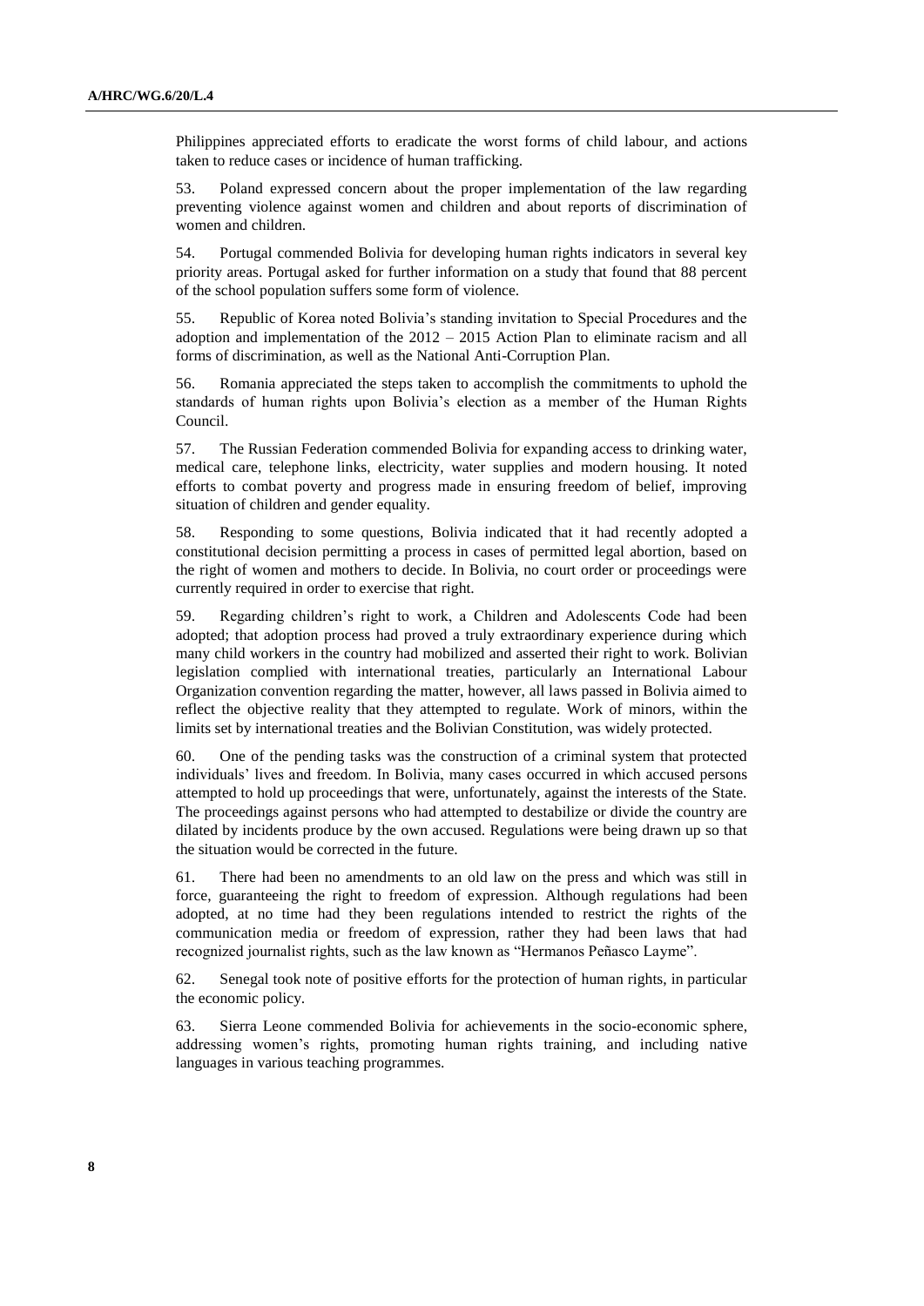Philippines appreciated efforts to eradicate the worst forms of child labour, and actions taken to reduce cases or incidence of human trafficking.

53. Poland expressed concern about the proper implementation of the law regarding preventing violence against women and children and about reports of discrimination of women and children.

54. Portugal commended Bolivia for developing human rights indicators in several key priority areas. Portugal asked for further information on a study that found that 88 percent of the school population suffers some form of violence.

55. Republic of Korea noted Bolivia's standing invitation to Special Procedures and the adoption and implementation of the 2012 – 2015 Action Plan to eliminate racism and all forms of discrimination, as well as the National Anti-Corruption Plan.

56. Romania appreciated the steps taken to accomplish the commitments to uphold the standards of human rights upon Bolivia's election as a member of the Human Rights Council.

57. The Russian Federation commended Bolivia for expanding access to drinking water, medical care, telephone links, electricity, water supplies and modern housing. It noted efforts to combat poverty and progress made in ensuring freedom of belief, improving situation of children and gender equality.

58. Responding to some questions, Bolivia indicated that it had recently adopted a constitutional decision permitting a process in cases of permitted legal abortion, based on the right of women and mothers to decide. In Bolivia, no court order or proceedings were currently required in order to exercise that right.

59. Regarding children's right to work, a Children and Adolescents Code had been adopted; that adoption process had proved a truly extraordinary experience during which many child workers in the country had mobilized and asserted their right to work. Bolivian legislation complied with international treaties, particularly an International Labour Organization convention regarding the matter, however, all laws passed in Bolivia aimed to reflect the objective reality that they attempted to regulate. Work of minors, within the limits set by international treaties and the Bolivian Constitution, was widely protected.

60. One of the pending tasks was the construction of a criminal system that protected individuals' lives and freedom. In Bolivia, many cases occurred in which accused persons attempted to hold up proceedings that were, unfortunately, against the interests of the State. The proceedings against persons who had attempted to destabilize or divide the country are dilated by incidents produce by the own accused. Regulations were being drawn up so that the situation would be corrected in the future.

61. There had been no amendments to an old law on the press and which was still in force, guaranteeing the right to freedom of expression. Although regulations had been adopted, at no time had they been regulations intended to restrict the rights of the communication media or freedom of expression, rather they had been laws that had recognized journalist rights, such as the law known as "Hermanos Peñasco Layme".

62. Senegal took note of positive efforts for the protection of human rights, in particular the economic policy.

63. Sierra Leone commended Bolivia for achievements in the socio-economic sphere, addressing women's rights, promoting human rights training, and including native languages in various teaching programmes.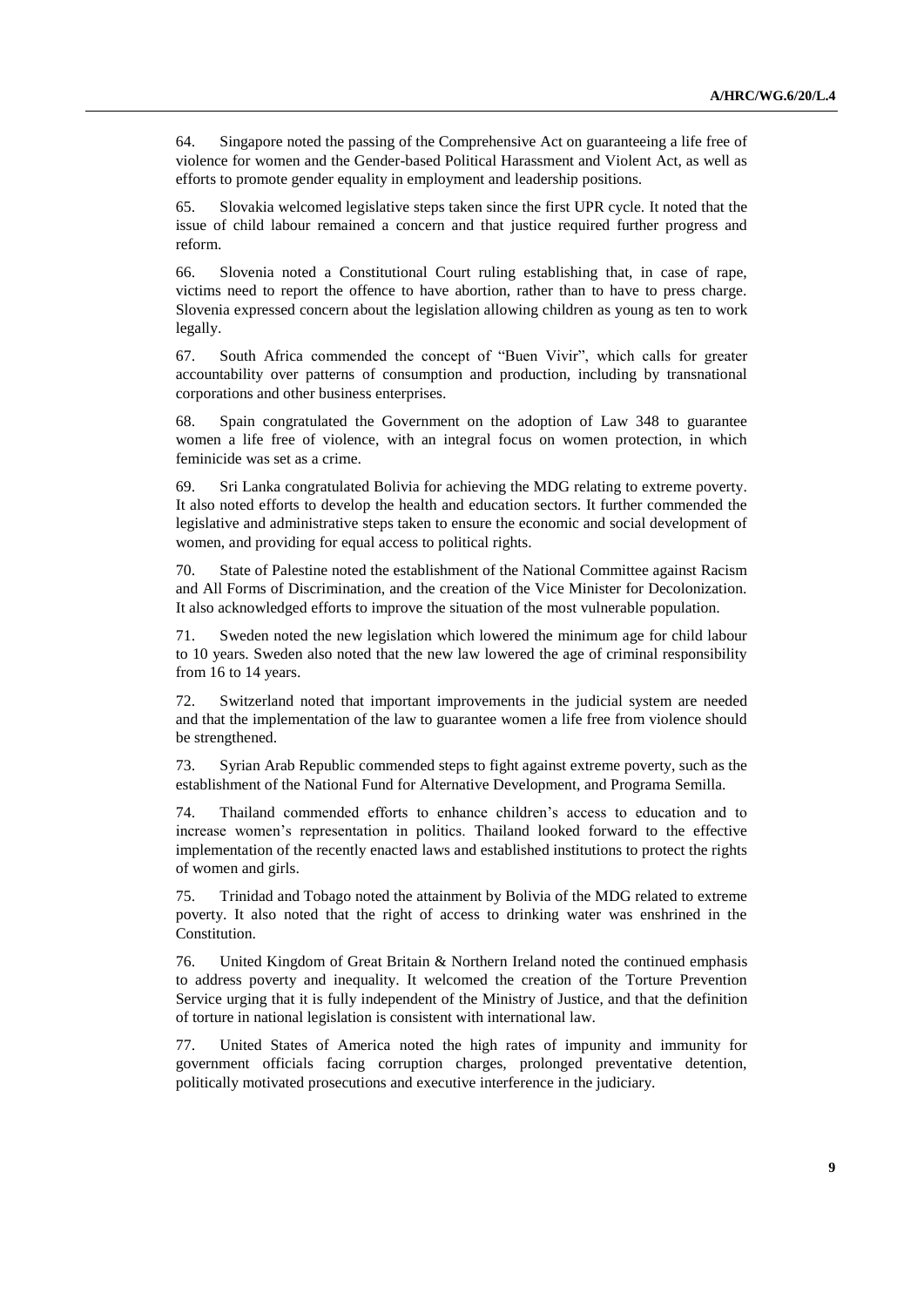64. Singapore noted the passing of the Comprehensive Act on guaranteeing a life free of violence for women and the Gender-based Political Harassment and Violent Act, as well as efforts to promote gender equality in employment and leadership positions.

65. Slovakia welcomed legislative steps taken since the first UPR cycle. It noted that the issue of child labour remained a concern and that justice required further progress and reform.

66. Slovenia noted a Constitutional Court ruling establishing that, in case of rape, victims need to report the offence to have abortion, rather than to have to press charge. Slovenia expressed concern about the legislation allowing children as young as ten to work legally.

67. South Africa commended the concept of "Buen Vivir", which calls for greater accountability over patterns of consumption and production, including by transnational corporations and other business enterprises.

68. Spain congratulated the Government on the adoption of Law 348 to guarantee women a life free of violence, with an integral focus on women protection, in which feminicide was set as a crime.

69. Sri Lanka congratulated Bolivia for achieving the MDG relating to extreme poverty. It also noted efforts to develop the health and education sectors. It further commended the legislative and administrative steps taken to ensure the economic and social development of women, and providing for equal access to political rights.

70. State of Palestine noted the establishment of the National Committee against Racism and All Forms of Discrimination, and the creation of the Vice Minister for Decolonization. It also acknowledged efforts to improve the situation of the most vulnerable population.

71. Sweden noted the new legislation which lowered the minimum age for child labour to 10 years. Sweden also noted that the new law lowered the age of criminal responsibility from 16 to 14 years.

72. Switzerland noted that important improvements in the judicial system are needed and that the implementation of the law to guarantee women a life free from violence should be strengthened.

73. Syrian Arab Republic commended steps to fight against extreme poverty, such as the establishment of the National Fund for Alternative Development, and Programa Semilla.

74. Thailand commended efforts to enhance children's access to education and to increase women's representation in politics. Thailand looked forward to the effective implementation of the recently enacted laws and established institutions to protect the rights of women and girls.

75. Trinidad and Tobago noted the attainment by Bolivia of the MDG related to extreme poverty. It also noted that the right of access to drinking water was enshrined in the Constitution.

76. United Kingdom of Great Britain & Northern Ireland noted the continued emphasis to address poverty and inequality. It welcomed the creation of the Torture Prevention Service urging that it is fully independent of the Ministry of Justice, and that the definition of torture in national legislation is consistent with international law.

77. United States of America noted the high rates of impunity and immunity for government officials facing corruption charges, prolonged preventative detention, politically motivated prosecutions and executive interference in the judiciary.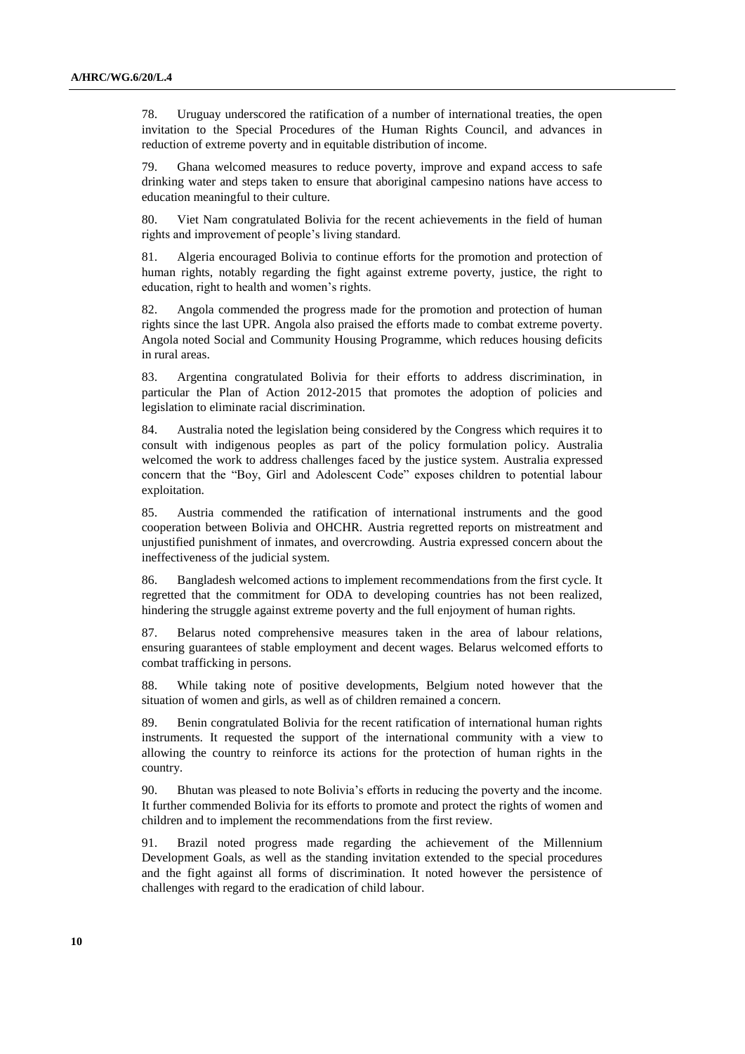78. Uruguay underscored the ratification of a number of international treaties, the open invitation to the Special Procedures of the Human Rights Council, and advances in reduction of extreme poverty and in equitable distribution of income.

79. Ghana welcomed measures to reduce poverty, improve and expand access to safe drinking water and steps taken to ensure that aboriginal campesino nations have access to education meaningful to their culture.

80. Viet Nam congratulated Bolivia for the recent achievements in the field of human rights and improvement of people's living standard.

81. Algeria encouraged Bolivia to continue efforts for the promotion and protection of human rights, notably regarding the fight against extreme poverty, justice, the right to education, right to health and women's rights.

82. Angola commended the progress made for the promotion and protection of human rights since the last UPR. Angola also praised the efforts made to combat extreme poverty. Angola noted Social and Community Housing Programme, which reduces housing deficits in rural areas.

83. Argentina congratulated Bolivia for their efforts to address discrimination, in particular the Plan of Action 2012-2015 that promotes the adoption of policies and legislation to eliminate racial discrimination.

84. Australia noted the legislation being considered by the Congress which requires it to consult with indigenous peoples as part of the policy formulation policy. Australia welcomed the work to address challenges faced by the justice system. Australia expressed concern that the "Boy, Girl and Adolescent Code" exposes children to potential labour exploitation.

85. Austria commended the ratification of international instruments and the good cooperation between Bolivia and OHCHR. Austria regretted reports on mistreatment and unjustified punishment of inmates, and overcrowding. Austria expressed concern about the ineffectiveness of the judicial system.

86. Bangladesh welcomed actions to implement recommendations from the first cycle. It regretted that the commitment for ODA to developing countries has not been realized, hindering the struggle against extreme poverty and the full enjoyment of human rights.

87. Belarus noted comprehensive measures taken in the area of labour relations, ensuring guarantees of stable employment and decent wages. Belarus welcomed efforts to combat trafficking in persons.

88. While taking note of positive developments, Belgium noted however that the situation of women and girls, as well as of children remained a concern.

89. Benin congratulated Bolivia for the recent ratification of international human rights instruments. It requested the support of the international community with a view to allowing the country to reinforce its actions for the protection of human rights in the country.

90. Bhutan was pleased to note Bolivia's efforts in reducing the poverty and the income. It further commended Bolivia for its efforts to promote and protect the rights of women and children and to implement the recommendations from the first review.

91. Brazil noted progress made regarding the achievement of the Millennium Development Goals, as well as the standing invitation extended to the special procedures and the fight against all forms of discrimination. It noted however the persistence of challenges with regard to the eradication of child labour.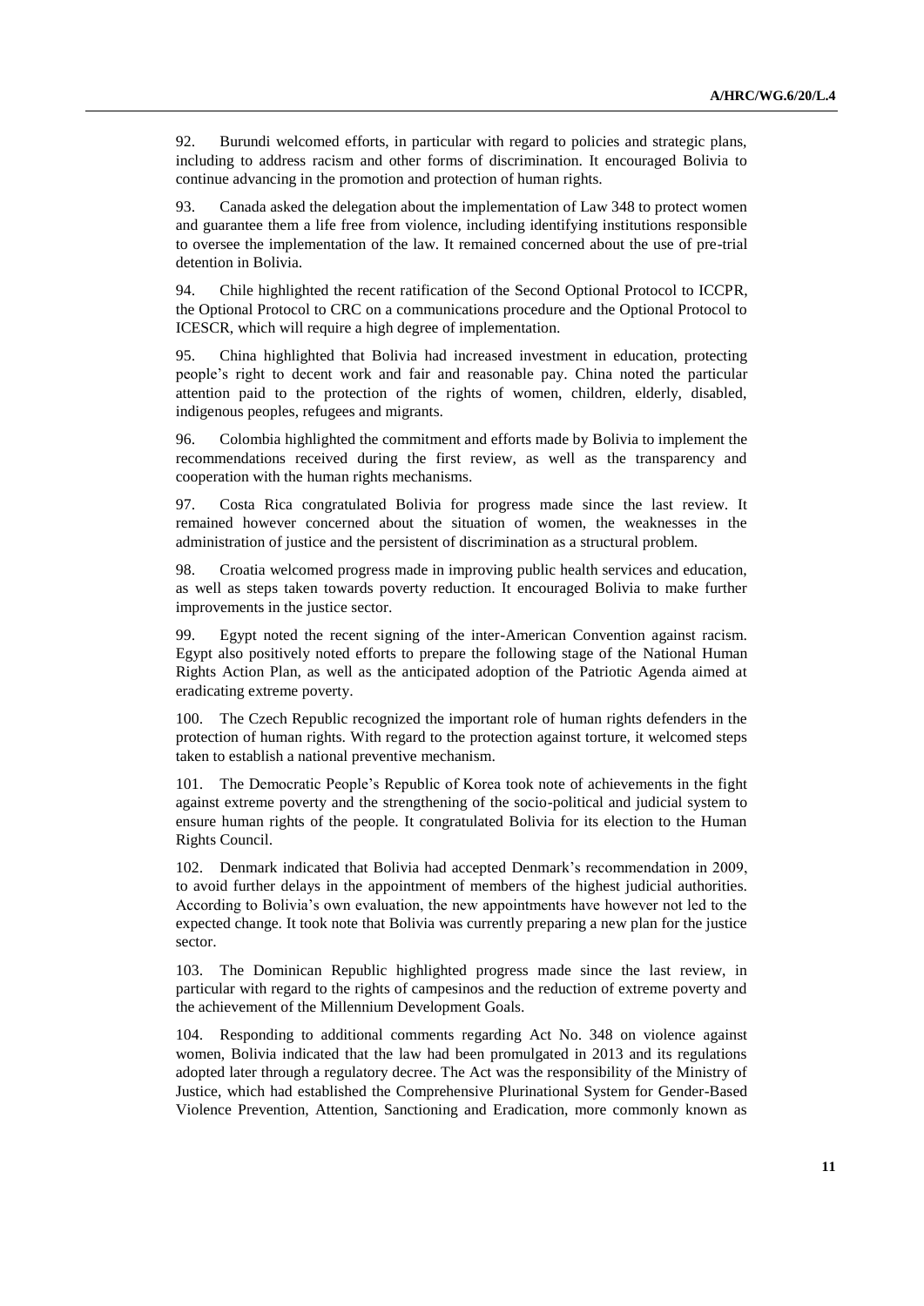92. Burundi welcomed efforts, in particular with regard to policies and strategic plans, including to address racism and other forms of discrimination. It encouraged Bolivia to continue advancing in the promotion and protection of human rights.

93. Canada asked the delegation about the implementation of Law 348 to protect women and guarantee them a life free from violence, including identifying institutions responsible to oversee the implementation of the law. It remained concerned about the use of pre-trial detention in Bolivia.

94. Chile highlighted the recent ratification of the Second Optional Protocol to ICCPR, the Optional Protocol to CRC on a communications procedure and the Optional Protocol to ICESCR, which will require a high degree of implementation.

95. China highlighted that Bolivia had increased investment in education, protecting people's right to decent work and fair and reasonable pay. China noted the particular attention paid to the protection of the rights of women, children, elderly, disabled, indigenous peoples, refugees and migrants.

96. Colombia highlighted the commitment and efforts made by Bolivia to implement the recommendations received during the first review, as well as the transparency and cooperation with the human rights mechanisms.

97. Costa Rica congratulated Bolivia for progress made since the last review. It remained however concerned about the situation of women, the weaknesses in the administration of justice and the persistent of discrimination as a structural problem.

98. Croatia welcomed progress made in improving public health services and education, as well as steps taken towards poverty reduction. It encouraged Bolivia to make further improvements in the justice sector.

99. Egypt noted the recent signing of the inter-American Convention against racism. Egypt also positively noted efforts to prepare the following stage of the National Human Rights Action Plan, as well as the anticipated adoption of the Patriotic Agenda aimed at eradicating extreme poverty.

100. The Czech Republic recognized the important role of human rights defenders in the protection of human rights. With regard to the protection against torture, it welcomed steps taken to establish a national preventive mechanism.

101. The Democratic People's Republic of Korea took note of achievements in the fight against extreme poverty and the strengthening of the socio-political and judicial system to ensure human rights of the people. It congratulated Bolivia for its election to the Human Rights Council.

102. Denmark indicated that Bolivia had accepted Denmark's recommendation in 2009, to avoid further delays in the appointment of members of the highest judicial authorities. According to Bolivia's own evaluation, the new appointments have however not led to the expected change. It took note that Bolivia was currently preparing a new plan for the justice sector.

103. The Dominican Republic highlighted progress made since the last review, in particular with regard to the rights of campesinos and the reduction of extreme poverty and the achievement of the Millennium Development Goals.

104. Responding to additional comments regarding Act No. 348 on violence against women, Bolivia indicated that the law had been promulgated in 2013 and its regulations adopted later through a regulatory decree. The Act was the responsibility of the Ministry of Justice, which had established the Comprehensive Plurinational System for Gender-Based Violence Prevention, Attention, Sanctioning and Eradication, more commonly known as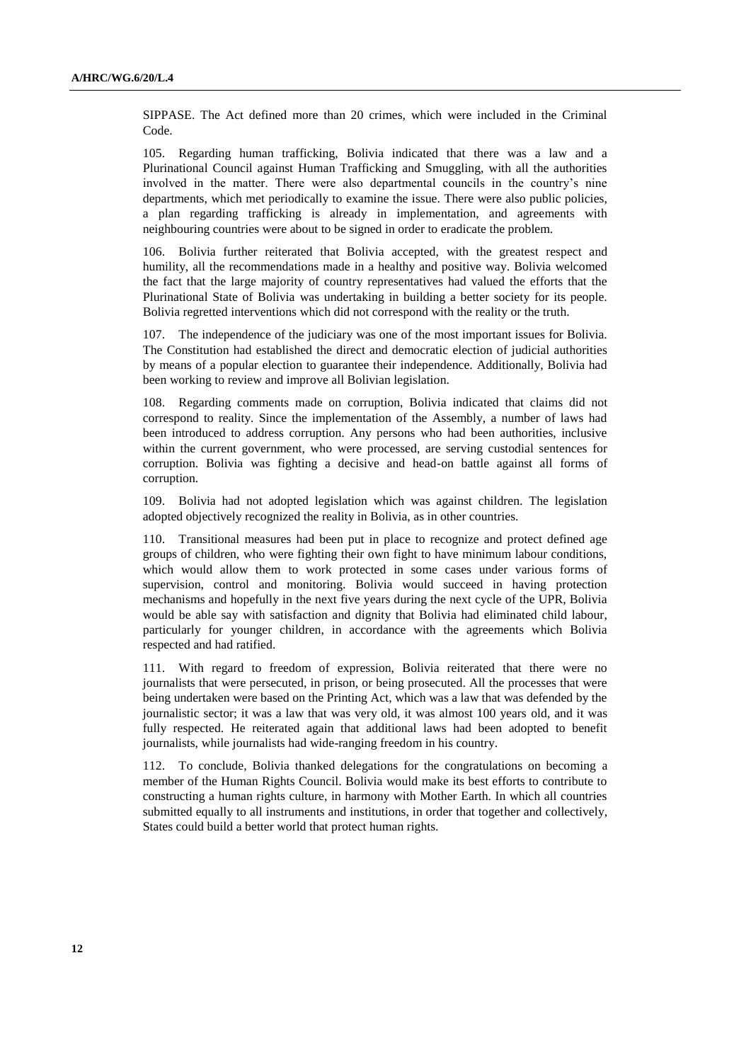SIPPASE. The Act defined more than 20 crimes, which were included in the Criminal Code.

105. Regarding human trafficking, Bolivia indicated that there was a law and a Plurinational Council against Human Trafficking and Smuggling, with all the authorities involved in the matter. There were also departmental councils in the country's nine departments, which met periodically to examine the issue. There were also public policies, a plan regarding trafficking is already in implementation, and agreements with neighbouring countries were about to be signed in order to eradicate the problem.

106. Bolivia further reiterated that Bolivia accepted, with the greatest respect and humility, all the recommendations made in a healthy and positive way. Bolivia welcomed the fact that the large majority of country representatives had valued the efforts that the Plurinational State of Bolivia was undertaking in building a better society for its people. Bolivia regretted interventions which did not correspond with the reality or the truth.

107. The independence of the judiciary was one of the most important issues for Bolivia. The Constitution had established the direct and democratic election of judicial authorities by means of a popular election to guarantee their independence. Additionally, Bolivia had been working to review and improve all Bolivian legislation.

108. Regarding comments made on corruption, Bolivia indicated that claims did not correspond to reality. Since the implementation of the Assembly, a number of laws had been introduced to address corruption. Any persons who had been authorities, inclusive within the current government, who were processed, are serving custodial sentences for corruption. Bolivia was fighting a decisive and head-on battle against all forms of corruption.

109. Bolivia had not adopted legislation which was against children. The legislation adopted objectively recognized the reality in Bolivia, as in other countries.

110. Transitional measures had been put in place to recognize and protect defined age groups of children, who were fighting their own fight to have minimum labour conditions, which would allow them to work protected in some cases under various forms of supervision, control and monitoring. Bolivia would succeed in having protection mechanisms and hopefully in the next five years during the next cycle of the UPR, Bolivia would be able say with satisfaction and dignity that Bolivia had eliminated child labour, particularly for younger children, in accordance with the agreements which Bolivia respected and had ratified.

111. With regard to freedom of expression, Bolivia reiterated that there were no journalists that were persecuted, in prison, or being prosecuted. All the processes that were being undertaken were based on the Printing Act, which was a law that was defended by the journalistic sector; it was a law that was very old, it was almost 100 years old, and it was fully respected. He reiterated again that additional laws had been adopted to benefit journalists, while journalists had wide-ranging freedom in his country.

112. To conclude, Bolivia thanked delegations for the congratulations on becoming a member of the Human Rights Council. Bolivia would make its best efforts to contribute to constructing a human rights culture, in harmony with Mother Earth. In which all countries submitted equally to all instruments and institutions, in order that together and collectively, States could build a better world that protect human rights.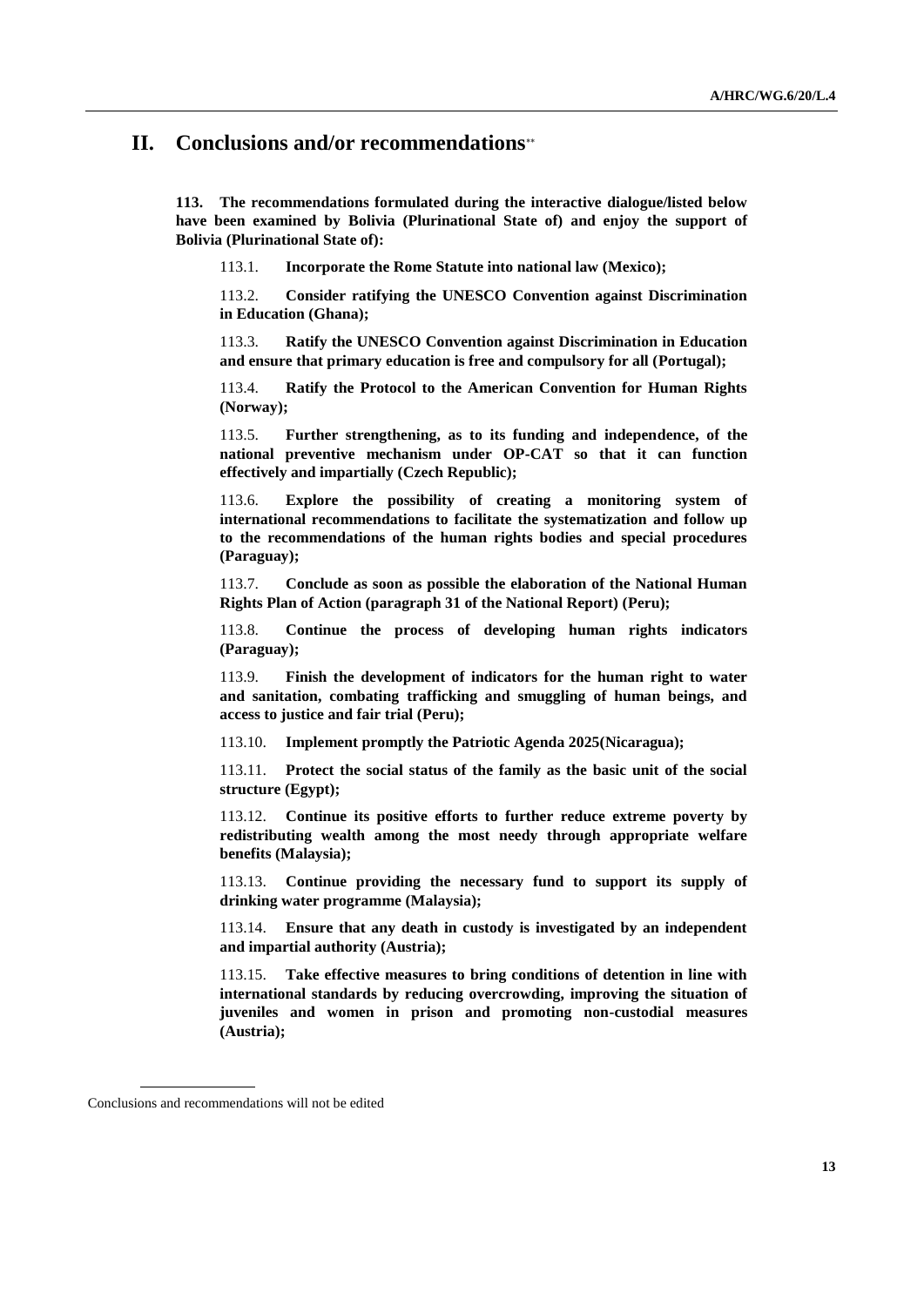## II. Conclusions and/or recommendations[**]

**113. The recommendations formulated during the interactive dialogue/listed below have been examined by Bolivia (Plurinational State of) and enjoy the support of Bolivia (Plurinational State of):**

113.1. **Incorporate the Rome Statute into national law (Mexico);**

113.2. **Consider ratifying the UNESCO Convention against Discrimination in Education (Ghana);**

113.3. **Ratify the UNESCO Convention against Discrimination in Education and ensure that primary education is free and compulsory for all (Portugal);**

113.4. **Ratify the Protocol to the American Convention for Human Rights (Norway);**

113.5. **Further strengthening, as to its funding and independence, of the national preventive mechanism under OP-CAT so that it can function effectively and impartially (Czech Republic);**

113.6. **Explore the possibility of creating a monitoring system of international recommendations to facilitate the systematization and follow up to the recommendations of the human rights bodies and special procedures (Paraguay);**

113.7. **Conclude as soon as possible the elaboration of the National Human Rights Plan of Action (paragraph 31 of the National Report) (Peru);**

113.8. **Continue the process of developing human rights indicators (Paraguay);**

113.9. **Finish the development of indicators for the human right to water and sanitation, combating trafficking and smuggling of human beings, and access to justice and fair trial (Peru);**

113.10. **Implement promptly the Patriotic Agenda 2025(Nicaragua);**

113.11. **Protect the social status of the family as the basic unit of the social structure (Egypt);**

113.12. **Continue its positive efforts to further reduce extreme poverty by redistributing wealth among the most needy through appropriate welfare benefits (Malaysia);**

113.13. **Continue providing the necessary fund to support its supply of drinking water programme (Malaysia);**

113.14. **Ensure that any death in custody is investigated by an independent and impartial authority (Austria);**

113.15. **Take effective measures to bring conditions of detention in line with international standards by reducing overcrowding, improving the situation of juveniles and women in prison and promoting non-custodial measures (Austria);**

---

Conclusions and recommendations will not be edited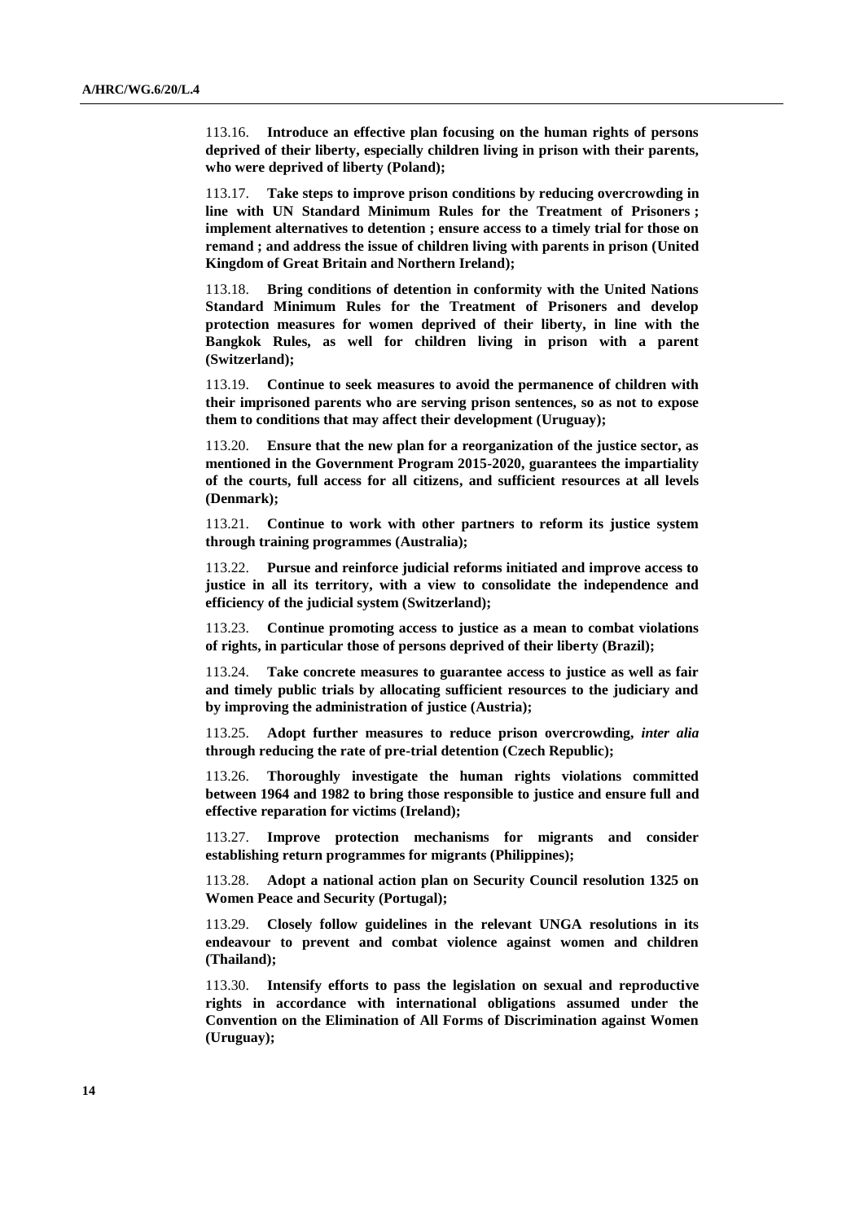113.16. **Introduce an effective plan focusing on the human rights of persons deprived of their liberty, especially children living in prison with their parents, who were deprived of liberty (Poland);**

113.17. **Take steps to improve prison conditions by reducing overcrowding in line with UN Standard Minimum Rules for the Treatment of Prisoners ; implement alternatives to detention ; ensure access to a timely trial for those on remand ; and address the issue of children living with parents in prison (United Kingdom of Great Britain and Northern Ireland);**

113.18. **Bring conditions of detention in conformity with the United Nations Standard Minimum Rules for the Treatment of Prisoners and develop protection measures for women deprived of their liberty, in line with the Bangkok Rules, as well for children living in prison with a parent (Switzerland);**

113.19. **Continue to seek measures to avoid the permanence of children with their imprisoned parents who are serving prison sentences, so as not to expose them to conditions that may affect their development (Uruguay);**

113.20. **Ensure that the new plan for a reorganization of the justice sector, as mentioned in the Government Program 2015-2020, guarantees the impartiality of the courts, full access for all citizens, and sufficient resources at all levels (Denmark);**

113.21. **Continue to work with other partners to reform its justice system through training programmes (Australia);**

113.22. **Pursue and reinforce judicial reforms initiated and improve access to justice in all its territory, with a view to consolidate the independence and efficiency of the judicial system (Switzerland);**

113.23. **Continue promoting access to justice as a mean to combat violations of rights, in particular those of persons deprived of their liberty (Brazil);**

113.24. **Take concrete measures to guarantee access to justice as well as fair and timely public trials by allocating sufficient resources to the judiciary and by improving the administration of justice (Austria);**

113.25. **Adopt further measures to reduce prison overcrowding, *inter alia* through reducing the rate of pre-trial detention (Czech Republic);**

113.26. **Thoroughly investigate the human rights violations committed between 1964 and 1982 to bring those responsible to justice and ensure full and effective reparation for victims (Ireland);**

113.27. **Improve protection mechanisms for migrants and consider establishing return programmes for migrants (Philippines);**

113.28. **Adopt a national action plan on Security Council resolution 1325 on Women Peace and Security (Portugal);**

113.29. **Closely follow guidelines in the relevant UNGA resolutions in its endeavour to prevent and combat violence against women and children (Thailand);**

113.30. **Intensify efforts to pass the legislation on sexual and reproductive rights in accordance with international obligations assumed under the Convention on the Elimination of All Forms of Discrimination against Women (Uruguay);**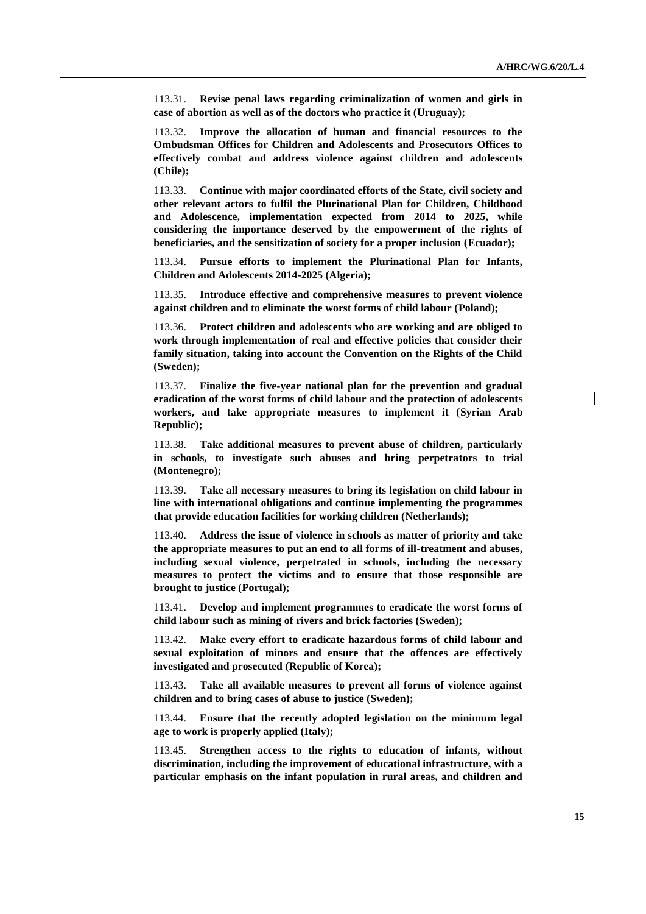113.31. **Revise penal laws regarding criminalization of women and girls in case of abortion as well as of the doctors who practice it (Uruguay);**

113.32. **Improve the allocation of human and financial resources to the Ombudsman Offices for Children and Adolescents and Prosecutors Offices to effectively combat and address violence against children and adolescents (Chile);**

113.33. **Continue with major coordinated efforts of the State, civil society and other relevant actors to fulfil the Plurinational Plan for Children, Childhood and Adolescence, implementation expected from 2014 to 2025, while considering the importance deserved by the empowerment of the rights of beneficiaries, and the sensitization of society for a proper inclusion (Ecuador);**

113.34. **Pursue efforts to implement the Plurinational Plan for Infants, Children and Adolescents 2014-2025 (Algeria);**

113.35. **Introduce effective and comprehensive measures to prevent violence against children and to eliminate the worst forms of child labour (Poland);**

113.36. **Protect children and adolescents who are working and are obliged to work through implementation of real and effective policies that consider their family situation, taking into account the Convention on the Rights of the Child (Sweden);**

113.37. **Finalize the five-year national plan for the prevention and gradual eradication of the worst forms of child labour and the protection of adolescents workers, and take appropriate measures to implement it (Syrian Arab Republic);**

113.38. **Take additional measures to prevent abuse of children, particularly in schools, to investigate such abuses and bring perpetrators to trial (Montenegro);**

113.39. **Take all necessary measures to bring its legislation on child labour in line with international obligations and continue implementing the programmes that provide education facilities for working children (Netherlands);**

113.40. **Address the issue of violence in schools as matter of priority and take the appropriate measures to put an end to all forms of ill-treatment and abuses, including sexual violence, perpetrated in schools, including the necessary measures to protect the victims and to ensure that those responsible are brought to justice (Portugal);**

113.41. **Develop and implement programmes to eradicate the worst forms of child labour such as mining of rivers and brick factories (Sweden);**

113.42. **Make every effort to eradicate hazardous forms of child labour and sexual exploitation of minors and ensure that the offences are effectively investigated and prosecuted (Republic of Korea);**

113.43. **Take all available measures to prevent all forms of violence against children and to bring cases of abuse to justice (Sweden);**

113.44. **Ensure that the recently adopted legislation on the minimum legal age to work is properly applied (Italy);**

113.45. **Strengthen access to the rights to education of infants, without discrimination, including the improvement of educational infrastructure, with a particular emphasis on the infant population in rural areas, and children and**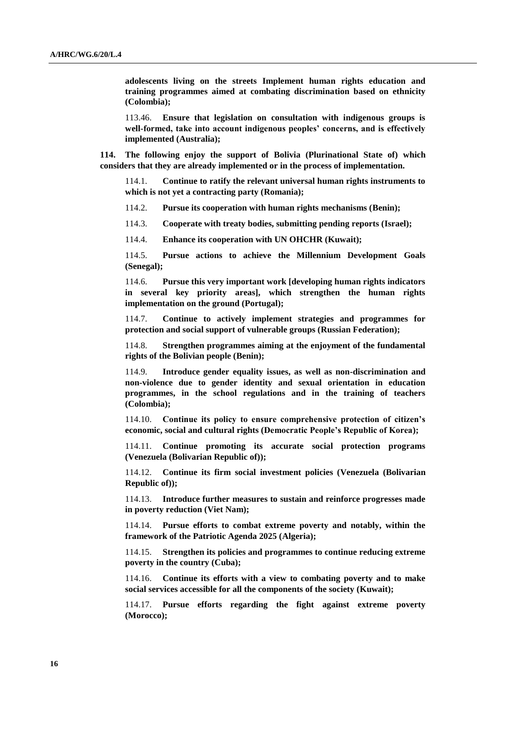**adolescents living on the streets Implement human rights education and training programmes aimed at combating discrimination based on ethnicity (Colombia);**

113.46. **Ensure that legislation on consultation with indigenous groups is well-formed, take into account indigenous peoples' concerns, and is effectively implemented (Australia);**

**114. The following enjoy the support of Bolivia (Plurinational State of) which considers that they are already implemented or in the process of implementation.**

114.1. **Continue to ratify the relevant universal human rights instruments to which is not yet a contracting party (Romania);**

114.2. **Pursue its cooperation with human rights mechanisms (Benin);**

114.3. **Cooperate with treaty bodies, submitting pending reports (Israel);**

114.4. **Enhance its cooperation with UN OHCHR (Kuwait);**

114.5. **Pursue actions to achieve the Millennium Development Goals (Senegal);**

114.6. **Pursue this very important work [developing human rights indicators in several key priority areas], which strengthen the human rights implementation on the ground (Portugal);**

114.7. **Continue to actively implement strategies and programmes for protection and social support of vulnerable groups (Russian Federation);**

114.8. **Strengthen programmes aiming at the enjoyment of the fundamental rights of the Bolivian people (Benin);**

114.9. **Introduce gender equality issues, as well as non-discrimination and non-violence due to gender identity and sexual orientation in education programmes, in the school regulations and in the training of teachers (Colombia);**

114.10. **Continue its policy to ensure comprehensive protection of citizen's economic, social and cultural rights (Democratic People's Republic of Korea);**

114.11. **Continue promoting its accurate social protection programs (Venezuela (Bolivarian Republic of));**

114.12. **Continue its firm social investment policies (Venezuela (Bolivarian Republic of));**

114.13. **Introduce further measures to sustain and reinforce progresses made in poverty reduction (Viet Nam);**

114.14. **Pursue efforts to combat extreme poverty and notably, within the framework of the Patriotic Agenda 2025 (Algeria);**

114.15. **Strengthen its policies and programmes to continue reducing extreme poverty in the country (Cuba);**

114.16. **Continue its efforts with a view to combating poverty and to make social services accessible for all the components of the society (Kuwait);**

114.17. **Pursue efforts regarding the fight against extreme poverty (Morocco);**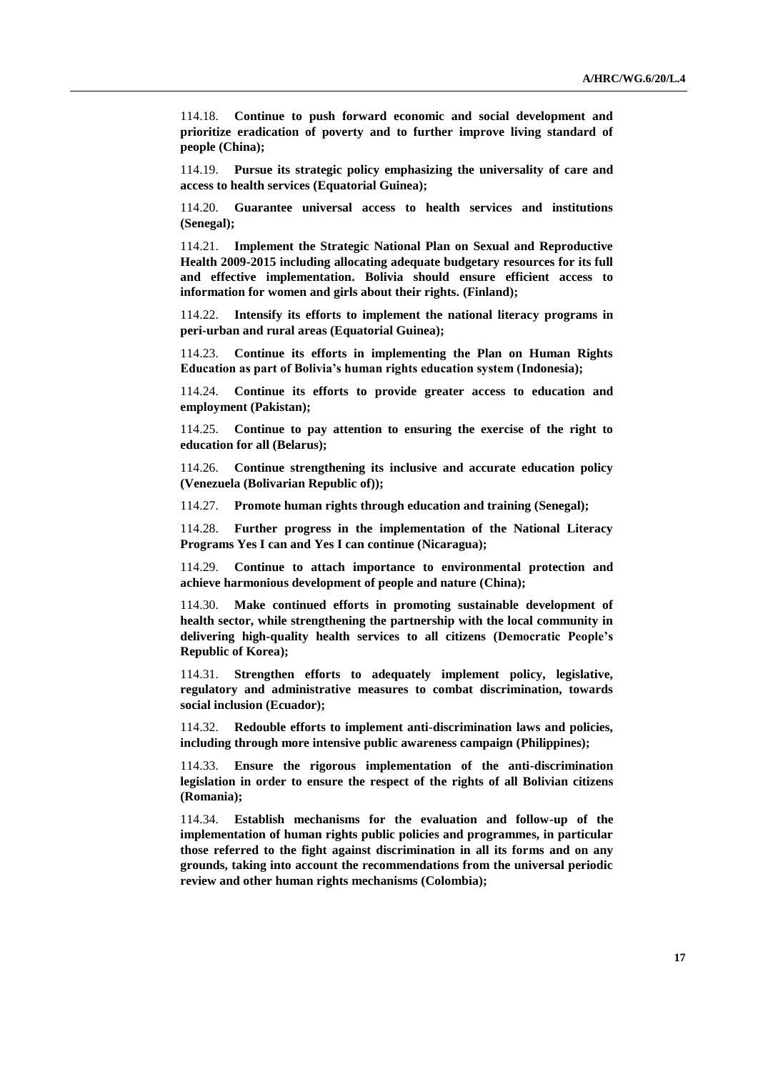114.18. **Continue to push forward economic and social development and prioritize eradication of poverty and to further improve living standard of people (China);**

114.19. **Pursue its strategic policy emphasizing the universality of care and access to health services (Equatorial Guinea);**

114.20. **Guarantee universal access to health services and institutions (Senegal);**

114.21. **Implement the Strategic National Plan on Sexual and Reproductive Health 2009-2015 including allocating adequate budgetary resources for its full and effective implementation. Bolivia should ensure efficient access to information for women and girls about their rights. (Finland);**

114.22. **Intensify its efforts to implement the national literacy programs in peri-urban and rural areas (Equatorial Guinea);**

114.23. **Continue its efforts in implementing the Plan on Human Rights Education as part of Bolivia's human rights education system (Indonesia);**

114.24. **Continue its efforts to provide greater access to education and employment (Pakistan);**

114.25. **Continue to pay attention to ensuring the exercise of the right to education for all (Belarus);**

114.26. **Continue strengthening its inclusive and accurate education policy (Venezuela (Bolivarian Republic of));**

114.27. **Promote human rights through education and training (Senegal);**

114.28. **Further progress in the implementation of the National Literacy Programs Yes I can and Yes I can continue (Nicaragua);**

114.29. **Continue to attach importance to environmental protection and achieve harmonious development of people and nature (China);**

114.30. **Make continued efforts in promoting sustainable development of health sector, while strengthening the partnership with the local community in delivering high-quality health services to all citizens (Democratic People's Republic of Korea);**

114.31. **Strengthen efforts to adequately implement policy, legislative, regulatory and administrative measures to combat discrimination, towards social inclusion (Ecuador);**

114.32. **Redouble efforts to implement anti-discrimination laws and policies, including through more intensive public awareness campaign (Philippines);**

114.33. **Ensure the rigorous implementation of the anti-discrimination legislation in order to ensure the respect of the rights of all Bolivian citizens (Romania);**

114.34. **Establish mechanisms for the evaluation and follow-up of the implementation of human rights public policies and programmes, in particular those referred to the fight against discrimination in all its forms and on any grounds, taking into account the recommendations from the universal periodic review and other human rights mechanisms (Colombia);**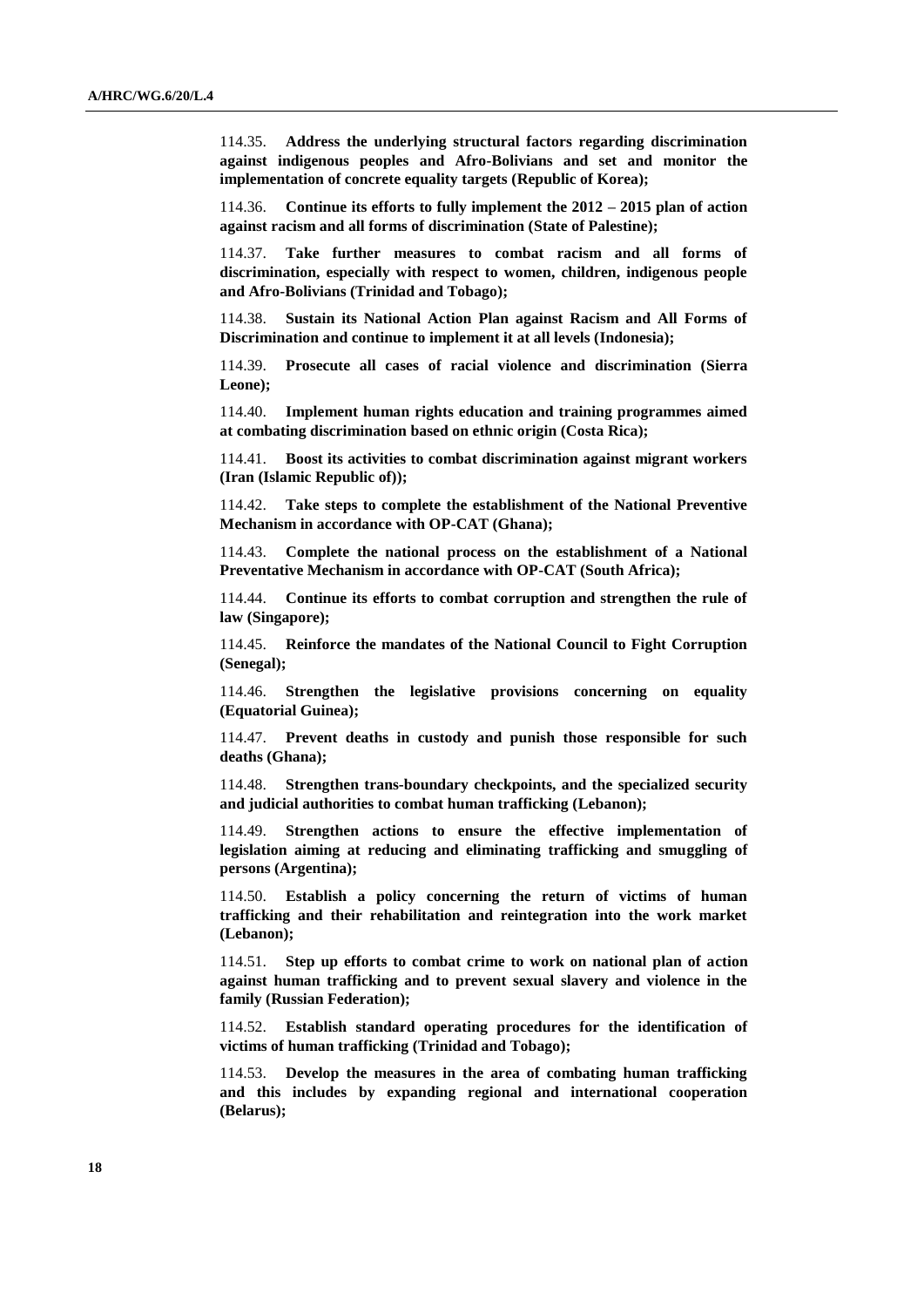114.35. **Address the underlying structural factors regarding discrimination against indigenous peoples and Afro-Bolivians and set and monitor the implementation of concrete equality targets (Republic of Korea);**

114.36. **Continue its efforts to fully implement the 2012 – 2015 plan of action against racism and all forms of discrimination (State of Palestine);**

114.37. **Take further measures to combat racism and all forms of discrimination, especially with respect to women, children, indigenous people and Afro-Bolivians (Trinidad and Tobago);**

114.38. **Sustain its National Action Plan against Racism and All Forms of Discrimination and continue to implement it at all levels (Indonesia);**

114.39. **Prosecute all cases of racial violence and discrimination (Sierra Leone);**

114.40. **Implement human rights education and training programmes aimed at combating discrimination based on ethnic origin (Costa Rica);**

114.41. **Boost its activities to combat discrimination against migrant workers (Iran (Islamic Republic of));**

114.42. **Take steps to complete the establishment of the National Preventive Mechanism in accordance with OP-CAT (Ghana);**

114.43. **Complete the national process on the establishment of a National Preventative Mechanism in accordance with OP-CAT (South Africa);**

114.44. **Continue its efforts to combat corruption and strengthen the rule of law (Singapore);**

114.45. **Reinforce the mandates of the National Council to Fight Corruption (Senegal);**

114.46. **Strengthen the legislative provisions concerning on equality (Equatorial Guinea);**

114.47. **Prevent deaths in custody and punish those responsible for such deaths (Ghana);**

114.48. **Strengthen trans-boundary checkpoints, and the specialized security and judicial authorities to combat human trafficking (Lebanon);**

114.49. **Strengthen actions to ensure the effective implementation of legislation aiming at reducing and eliminating trafficking and smuggling of persons (Argentina);**

114.50. **Establish a policy concerning the return of victims of human trafficking and their rehabilitation and reintegration into the work market (Lebanon);**

114.51. **Step up efforts to combat crime to work on national plan of action against human trafficking and to prevent sexual slavery and violence in the family (Russian Federation);**

114.52. **Establish standard operating procedures for the identification of victims of human trafficking (Trinidad and Tobago);**

114.53. **Develop the measures in the area of combating human trafficking and this includes by expanding regional and international cooperation (Belarus);**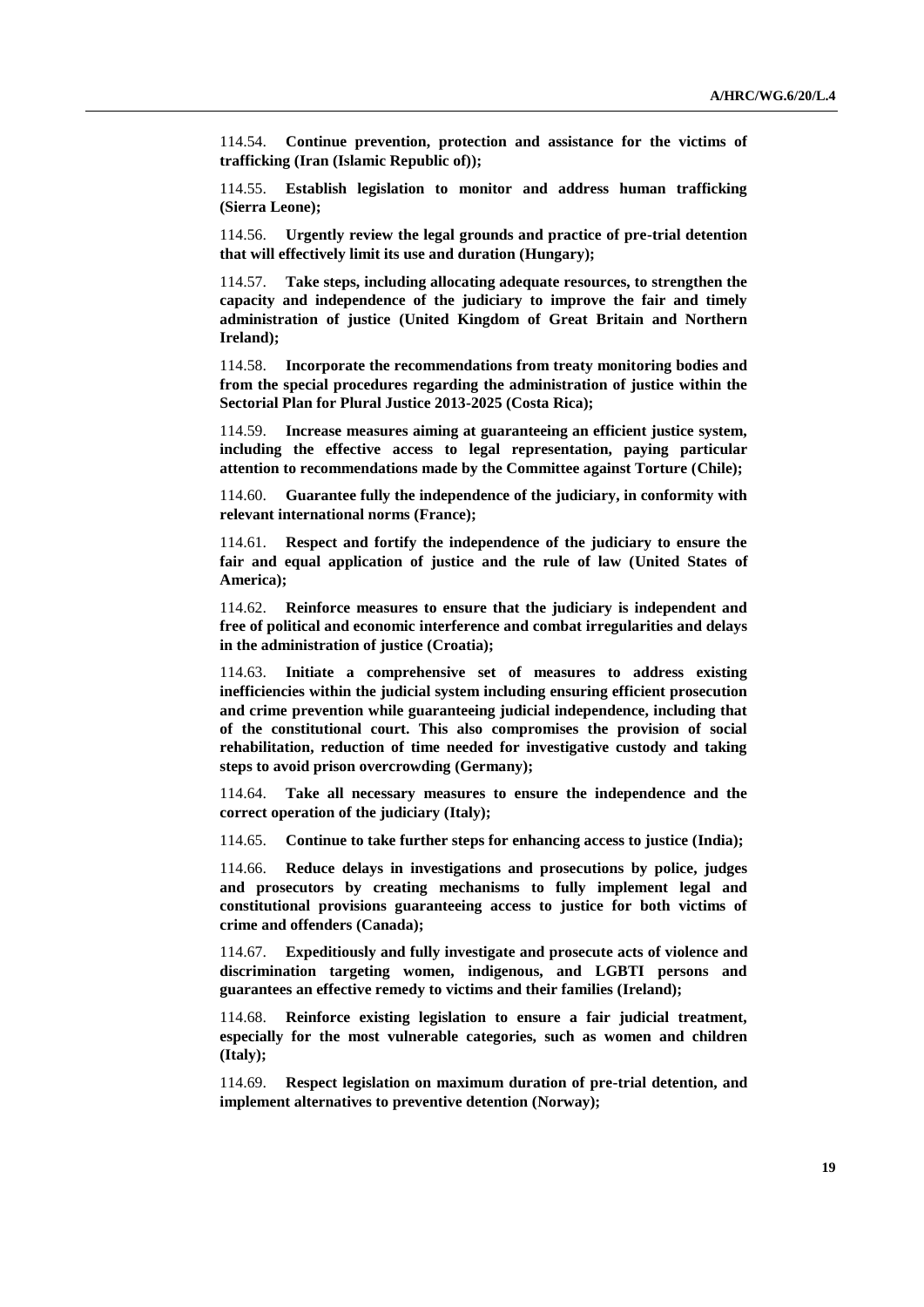114.54. **Continue prevention, protection and assistance for the victims of trafficking (Iran (Islamic Republic of));**

114.55. **Establish legislation to monitor and address human trafficking (Sierra Leone);**

114.56. **Urgently review the legal grounds and practice of pre-trial detention that will effectively limit its use and duration (Hungary);**

114.57. **Take steps, including allocating adequate resources, to strengthen the capacity and independence of the judiciary to improve the fair and timely administration of justice (United Kingdom of Great Britain and Northern Ireland);**

114.58. **Incorporate the recommendations from treaty monitoring bodies and from the special procedures regarding the administration of justice within the Sectorial Plan for Plural Justice 2013-2025 (Costa Rica);**

114.59. **Increase measures aiming at guaranteeing an efficient justice system, including the effective access to legal representation, paying particular attention to recommendations made by the Committee against Torture (Chile);**

114.60. **Guarantee fully the independence of the judiciary, in conformity with relevant international norms (France);**

114.61. **Respect and fortify the independence of the judiciary to ensure the fair and equal application of justice and the rule of law (United States of America);**

114.62. **Reinforce measures to ensure that the judiciary is independent and free of political and economic interference and combat irregularities and delays in the administration of justice (Croatia);**

114.63. **Initiate a comprehensive set of measures to address existing inefficiencies within the judicial system including ensuring efficient prosecution and crime prevention while guaranteeing judicial independence, including that of the constitutional court. This also compromises the provision of social rehabilitation, reduction of time needed for investigative custody and taking steps to avoid prison overcrowding (Germany);**

114.64. **Take all necessary measures to ensure the independence and the correct operation of the judiciary (Italy);**

114.65. **Continue to take further steps for enhancing access to justice (India);**

114.66. **Reduce delays in investigations and prosecutions by police, judges and prosecutors by creating mechanisms to fully implement legal and constitutional provisions guaranteeing access to justice for both victims of crime and offenders (Canada);**

114.67. **Expeditiously and fully investigate and prosecute acts of violence and discrimination targeting women, indigenous, and LGBTI persons and guarantees an effective remedy to victims and their families (Ireland);**

114.68. **Reinforce existing legislation to ensure a fair judicial treatment, especially for the most vulnerable categories, such as women and children (Italy);**

114.69. **Respect legislation on maximum duration of pre-trial detention, and implement alternatives to preventive detention (Norway);**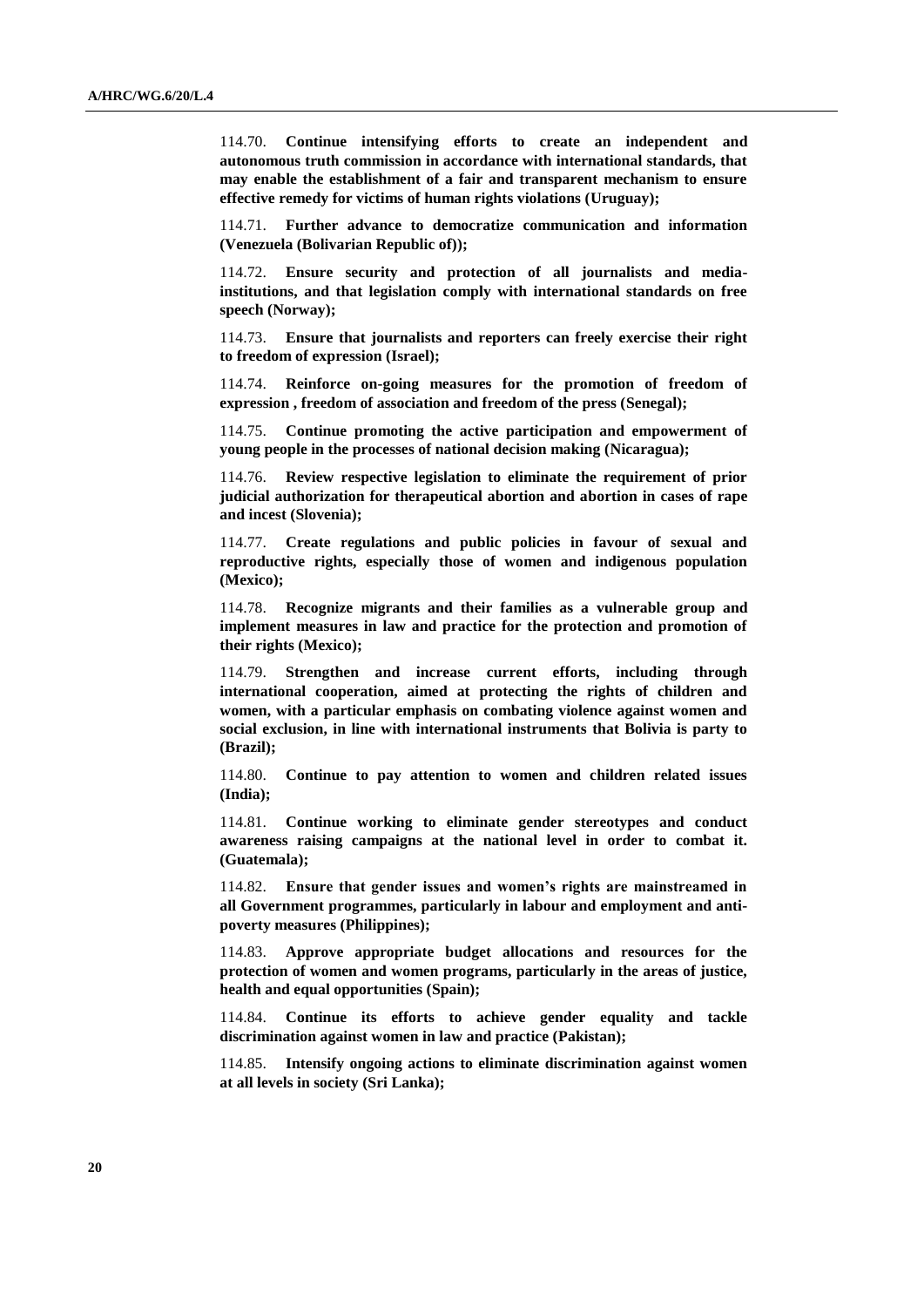114.70. **Continue intensifying efforts to create an independent and autonomous truth commission in accordance with international standards, that may enable the establishment of a fair and transparent mechanism to ensure effective remedy for victims of human rights violations (Uruguay);**

114.71. **Further advance to democratize communication and information (Venezuela (Bolivarian Republic of));**

114.72. **Ensure security and protection of all journalists and media-institutions, and that legislation comply with international standards on free speech (Norway);**

114.73. **Ensure that journalists and reporters can freely exercise their right to freedom of expression (Israel);**

114.74. **Reinforce on-going measures for the promotion of freedom of expression , freedom of association and freedom of the press (Senegal);**

114.75. **Continue promoting the active participation and empowerment of young people in the processes of national decision making (Nicaragua);**

114.76. **Review respective legislation to eliminate the requirement of prior judicial authorization for therapeutical abortion and abortion in cases of rape and incest (Slovenia);**

114.77. **Create regulations and public policies in favour of sexual and reproductive rights, especially those of women and indigenous population (Mexico);**

114.78. **Recognize migrants and their families as a vulnerable group and implement measures in law and practice for the protection and promotion of their rights (Mexico);**

114.79. **Strengthen and increase current efforts, including through international cooperation, aimed at protecting the rights of children and women, with a particular emphasis on combating violence against women and social exclusion, in line with international instruments that Bolivia is party to (Brazil);**

114.80. **Continue to pay attention to women and children related issues (India);**

114.81. **Continue working to eliminate gender stereotypes and conduct awareness raising campaigns at the national level in order to combat it. (Guatemala);**

114.82. **Ensure that gender issues and women's rights are mainstreamed in all Government programmes, particularly in labour and employment and anti-poverty measures (Philippines);**

114.83. **Approve appropriate budget allocations and resources for the protection of women and women programs, particularly in the areas of justice, health and equal opportunities (Spain);**

114.84. **Continue its efforts to achieve gender equality and tackle discrimination against women in law and practice (Pakistan);**

114.85. **Intensify ongoing actions to eliminate discrimination against women at all levels in society (Sri Lanka);**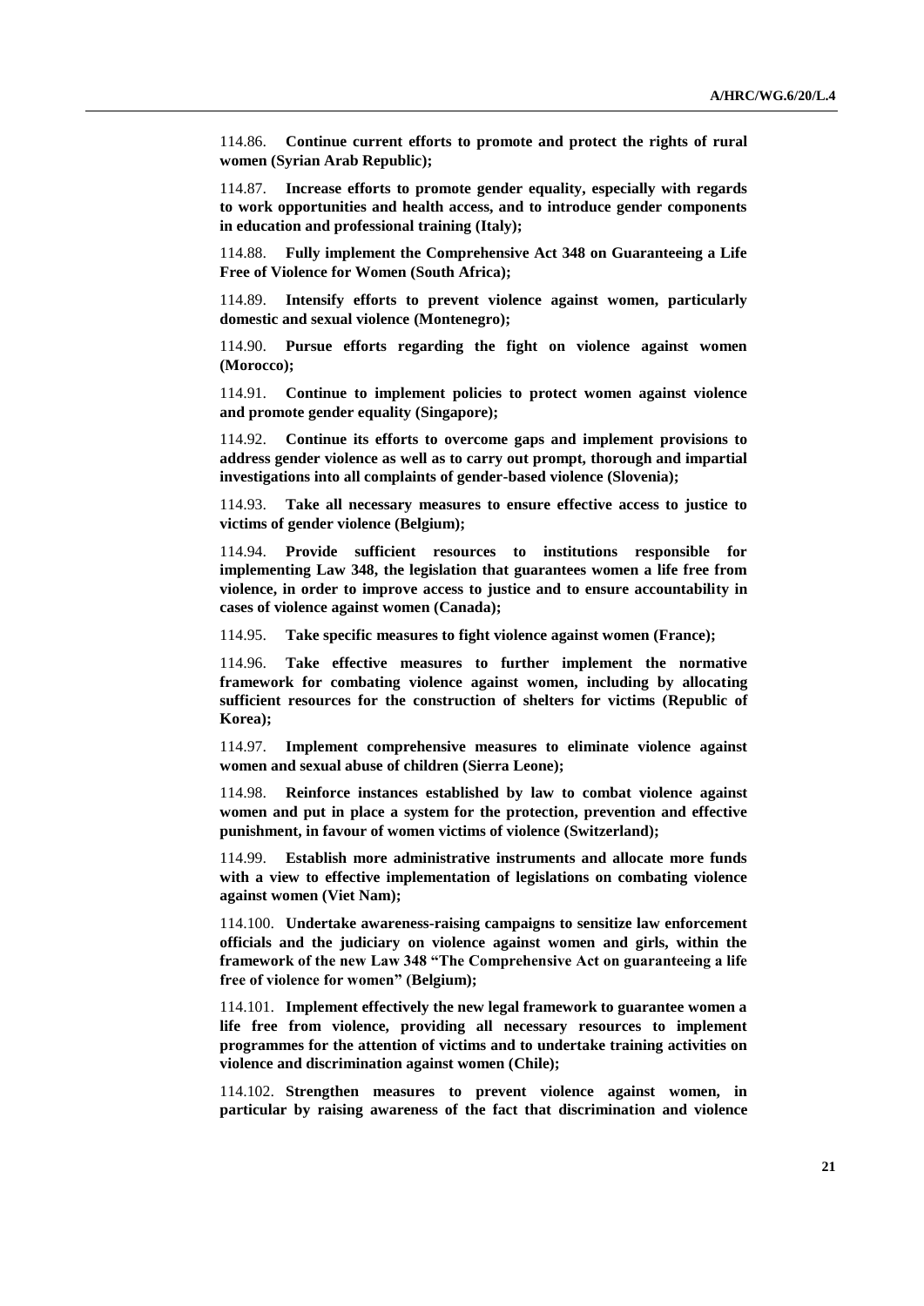114.86. **Continue current efforts to promote and protect the rights of rural women (Syrian Arab Republic);**

114.87. **Increase efforts to promote gender equality, especially with regards to work opportunities and health access, and to introduce gender components in education and professional training (Italy);**

114.88. **Fully implement the Comprehensive Act 348 on Guaranteeing a Life Free of Violence for Women (South Africa);**

114.89. **Intensify efforts to prevent violence against women, particularly domestic and sexual violence (Montenegro);**

114.90. **Pursue efforts regarding the fight on violence against women (Morocco);**

114.91. **Continue to implement policies to protect women against violence and promote gender equality (Singapore);**

114.92. **Continue its efforts to overcome gaps and implement provisions to address gender violence as well as to carry out prompt, thorough and impartial investigations into all complaints of gender-based violence (Slovenia);**

114.93. **Take all necessary measures to ensure effective access to justice to victims of gender violence (Belgium);**

114.94. **Provide sufficient resources to institutions responsible for implementing Law 348, the legislation that guarantees women a life free from violence, in order to improve access to justice and to ensure accountability in cases of violence against women (Canada);**

114.95. **Take specific measures to fight violence against women (France);**

114.96. **Take effective measures to further implement the normative framework for combating violence against women, including by allocating sufficient resources for the construction of shelters for victims (Republic of Korea);**

114.97. **Implement comprehensive measures to eliminate violence against women and sexual abuse of children (Sierra Leone);**

114.98. **Reinforce instances established by law to combat violence against women and put in place a system for the protection, prevention and effective punishment, in favour of women victims of violence (Switzerland);**

114.99. **Establish more administrative instruments and allocate more funds with a view to effective implementation of legislations on combating violence against women (Viet Nam);**

114.100. **Undertake awareness-raising campaigns to sensitize law enforcement officials and the judiciary on violence against women and girls, within the framework of the new Law 348 "The Comprehensive Act on guaranteeing a life free of violence for women" (Belgium);**

114.101. **Implement effectively the new legal framework to guarantee women a life free from violence, providing all necessary resources to implement programmes for the attention of victims and to undertake training activities on violence and discrimination against women (Chile);**

114.102. **Strengthen measures to prevent violence against women, in particular by raising awareness of the fact that discrimination and violence**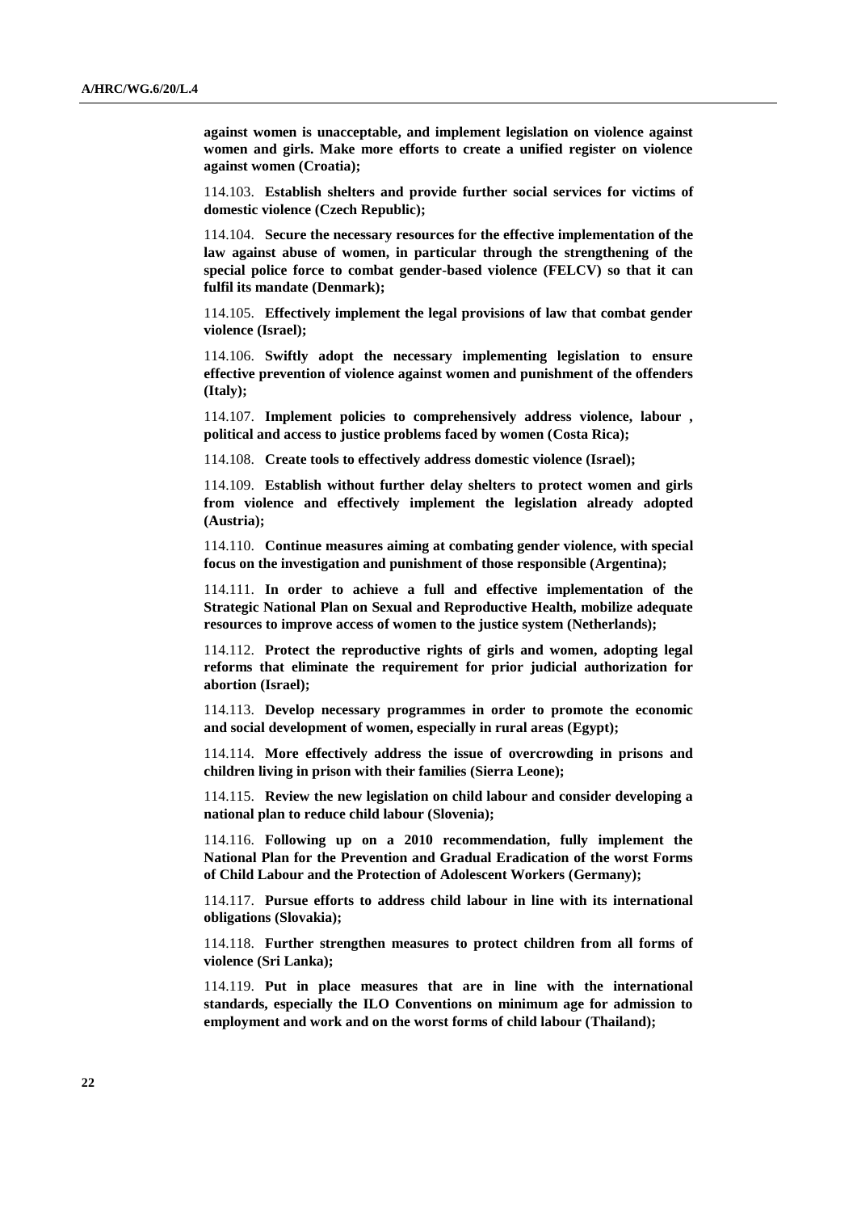**against women is unacceptable, and implement legislation on violence against women and girls. Make more efforts to create a unified register on violence against women (Croatia);**

114.103. **Establish shelters and provide further social services for victims of domestic violence (Czech Republic);**

114.104. **Secure the necessary resources for the effective implementation of the law against abuse of women, in particular through the strengthening of the special police force to combat gender-based violence (FELCV) so that it can fulfil its mandate (Denmark);**

114.105. **Effectively implement the legal provisions of law that combat gender violence (Israel);**

114.106. **Swiftly adopt the necessary implementing legislation to ensure effective prevention of violence against women and punishment of the offenders (Italy);**

114.107. **Implement policies to comprehensively address violence, labour , political and access to justice problems faced by women (Costa Rica);**

114.108. **Create tools to effectively address domestic violence (Israel);**

114.109. **Establish without further delay shelters to protect women and girls from violence and effectively implement the legislation already adopted (Austria);**

114.110. **Continue measures aiming at combating gender violence, with special focus on the investigation and punishment of those responsible (Argentina);**

114.111. **In order to achieve a full and effective implementation of the Strategic National Plan on Sexual and Reproductive Health, mobilize adequate resources to improve access of women to the justice system (Netherlands);**

114.112. **Protect the reproductive rights of girls and women, adopting legal reforms that eliminate the requirement for prior judicial authorization for abortion (Israel);**

114.113. **Develop necessary programmes in order to promote the economic and social development of women, especially in rural areas (Egypt);**

114.114. **More effectively address the issue of overcrowding in prisons and children living in prison with their families (Sierra Leone);**

114.115. **Review the new legislation on child labour and consider developing a national plan to reduce child labour (Slovenia);**

114.116. **Following up on a 2010 recommendation, fully implement the National Plan for the Prevention and Gradual Eradication of the worst Forms of Child Labour and the Protection of Adolescent Workers (Germany);**

114.117. **Pursue efforts to address child labour in line with its international obligations (Slovakia);**

114.118. **Further strengthen measures to protect children from all forms of violence (Sri Lanka);**

114.119. **Put in place measures that are in line with the international standards, especially the ILO Conventions on minimum age for admission to employment and work and on the worst forms of child labour (Thailand);**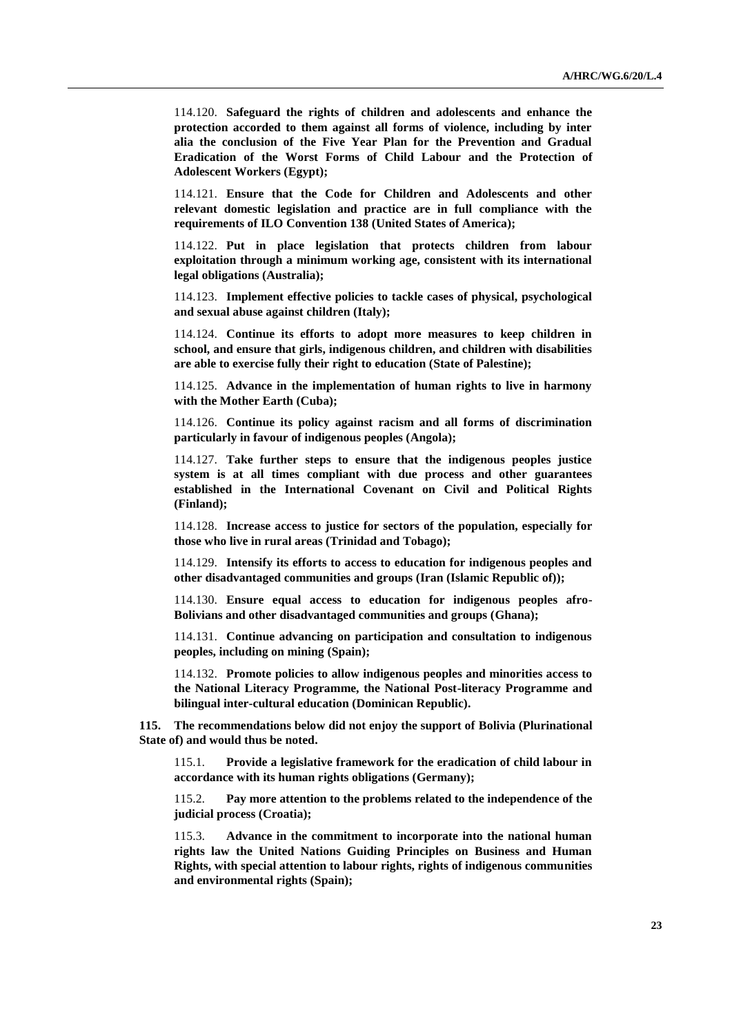114.120. **Safeguard the rights of children and adolescents and enhance the protection accorded to them against all forms of violence, including by inter alia the conclusion of the Five Year Plan for the Prevention and Gradual Eradication of the Worst Forms of Child Labour and the Protection of Adolescent Workers (Egypt);**

114.121. **Ensure that the Code for Children and Adolescents and other relevant domestic legislation and practice are in full compliance with the requirements of ILO Convention 138 (United States of America);**

114.122. **Put in place legislation that protects children from labour exploitation through a minimum working age, consistent with its international legal obligations (Australia);**

114.123. **Implement effective policies to tackle cases of physical, psychological and sexual abuse against children (Italy);**

114.124. **Continue its efforts to adopt more measures to keep children in school, and ensure that girls, indigenous children, and children with disabilities are able to exercise fully their right to education (State of Palestine);**

114.125. **Advance in the implementation of human rights to live in harmony with the Mother Earth (Cuba);**

114.126. **Continue its policy against racism and all forms of discrimination particularly in favour of indigenous peoples (Angola);**

114.127. **Take further steps to ensure that the indigenous peoples justice system is at all times compliant with due process and other guarantees established in the International Covenant on Civil and Political Rights (Finland);**

114.128. **Increase access to justice for sectors of the population, especially for those who live in rural areas (Trinidad and Tobago);**

114.129. **Intensify its efforts to access to education for indigenous peoples and other disadvantaged communities and groups (Iran (Islamic Republic of));**

114.130. **Ensure equal access to education for indigenous peoples afro-Bolivians and other disadvantaged communities and groups (Ghana);**

114.131. **Continue advancing on participation and consultation to indigenous peoples, including on mining (Spain);**

114.132. **Promote policies to allow indigenous peoples and minorities access to the National Literacy Programme, the National Post-literacy Programme and bilingual inter-cultural education (Dominican Republic).**

**115. The recommendations below did not enjoy the support of Bolivia (Plurinational State of) and would thus be noted.**

115.1. **Provide a legislative framework for the eradication of child labour in accordance with its human rights obligations (Germany);**

115.2. **Pay more attention to the problems related to the independence of the judicial process (Croatia);**

115.3. **Advance in the commitment to incorporate into the national human rights law the United Nations Guiding Principles on Business and Human Rights, with special attention to labour rights, rights of indigenous communities and environmental rights (Spain);**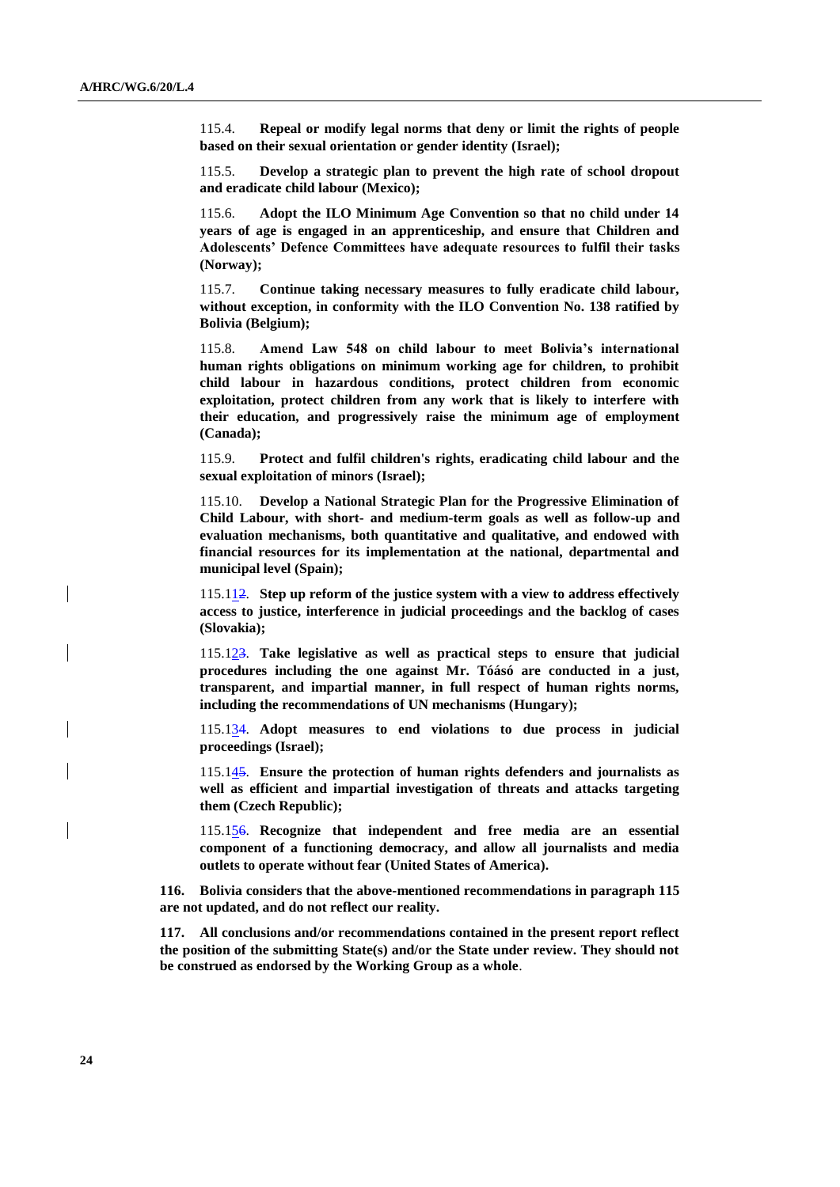115.4. **Repeal or modify legal norms that deny or limit the rights of people based on their sexual orientation or gender identity (Israel);**

115.5. **Develop a strategic plan to prevent the high rate of school dropout and eradicate child labour (Mexico);**

115.6. **Adopt the ILO Minimum Age Convention so that no child under 14 years of age is engaged in an apprenticeship, and ensure that Children and Adolescents' Defence Committees have adequate resources to fulfil their tasks (Norway);**

115.7. **Continue taking necessary measures to fully eradicate child labour, without exception, in conformity with the ILO Convention No. 138 ratified by Bolivia (Belgium);**

115.8. **Amend Law 548 on child labour to meet Bolivia's international human rights obligations on minimum working age for children, to prohibit child labour in hazardous conditions, protect children from economic exploitation, protect children from any work that is likely to interfere with their education, and progressively raise the minimum age of employment (Canada);**

115.9. **Protect and fulfil children's rights, eradicating child labour and the sexual exploitation of minors (Israel);**

115.10. **Develop a National Strategic Plan for the Progressive Elimination of Child Labour, with short- and medium-term goals as well as follow-up and evaluation mechanisms, both quantitative and qualitative, and endowed with financial resources for its implementation at the national, departmental and municipal level (Spain);**

115.112. **Step up reform of the justice system with a view to address effectively access to justice, interference in judicial proceedings and the backlog of cases (Slovakia);**

115.123. **Take legislative as well as practical steps to ensure that judicial procedures including the one against Mr. Tóásó are conducted in a just, transparent, and impartial manner, in full respect of human rights norms, including the recommendations of UN mechanisms (Hungary);**

115.134. **Adopt measures to end violations to due process in judicial proceedings (Israel);**

115.145. **Ensure the protection of human rights defenders and journalists as well as efficient and impartial investigation of threats and attacks targeting them (Czech Republic);**

115.156. **Recognize that independent and free media are an essential component of a functioning democracy, and allow all journalists and media outlets to operate without fear (United States of America).**

**116. Bolivia considers that the above-mentioned recommendations in paragraph 115 are not updated, and do not reflect our reality.**

**117. All conclusions and/or recommendations contained in the present report reflect the position of the submitting State(s) and/or the State under review. They should not be construed as endorsed by the Working Group as a whole.**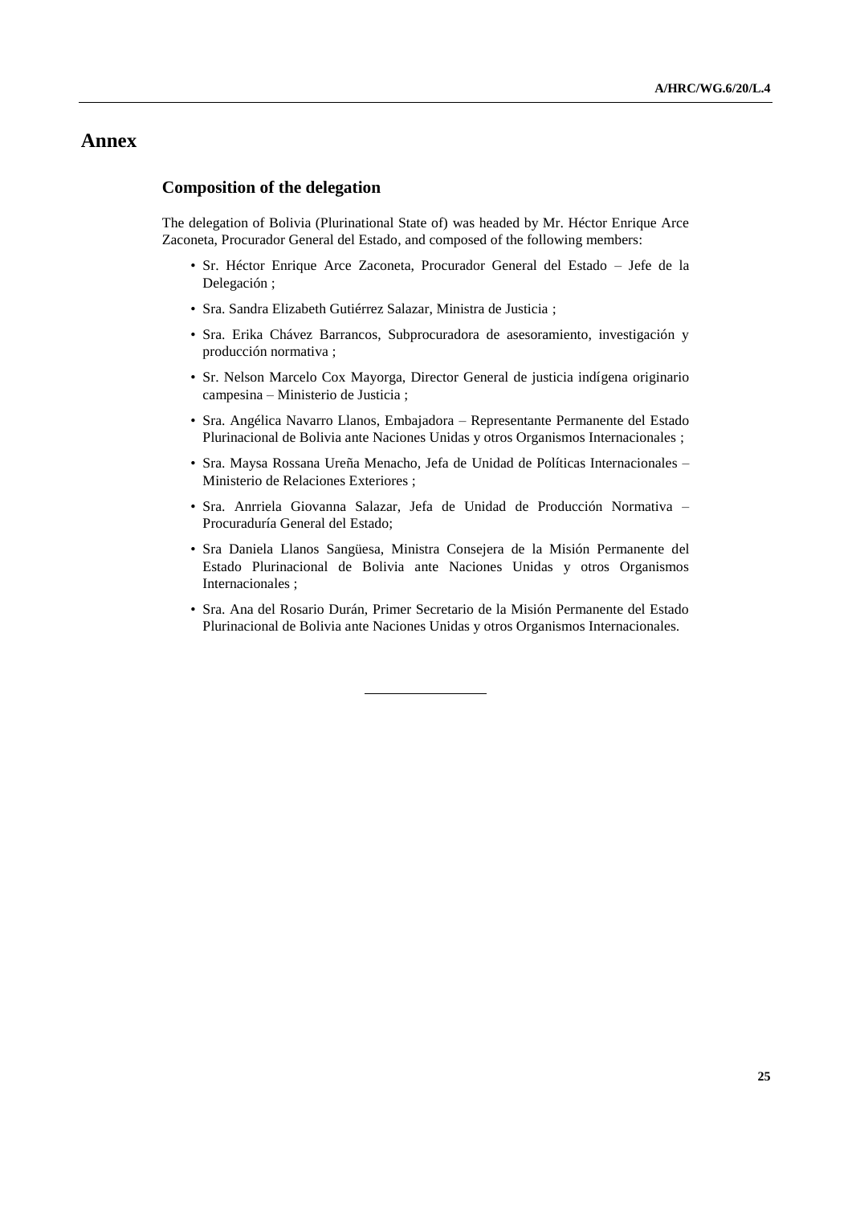# Annex

## Composition of the delegation

The delegation of Bolivia (Plurinational State of) was headed by Mr. Héctor Enrique Arce Zaconeta, Procurador General del Estado, and composed of the following members:

- Sr. Héctor Enrique Arce Zaconeta, Procurador General del Estado – Jefe de la Delegación ;
- Sra. Sandra Elizabeth Gutiérrez Salazar, Ministra de Justicia ;
- Sra. Erika Chávez Barrancos, Subprocuradora de asesoramiento, investigación y producción normativa ;
- Sr. Nelson Marcelo Cox Mayorga, Director General de justicia indígena originario campesina – Ministerio de Justicia ;
- Sra. Angélica Navarro Llanos, Embajadora – Representante Permanente del Estado Plurinacional de Bolivia ante Naciones Unidas y otros Organismos Internacionales ;
- Sra. Maysa Rossana Ureña Menacho, Jefa de Unidad de Políticas Internacionales – Ministerio de Relaciones Exteriores ;
- Sra. Anrriela Giovanna Salazar, Jefa de Unidad de Producción Normativa – Procuraduría General del Estado;
- Sra Daniela Llanos Sangüesa, Ministra Consejera de la Misión Permanente del Estado Plurinacional de Bolivia ante Naciones Unidas y otros Organismos Internacionales ;
- Sra. Ana del Rosario Durán, Primer Secretario de la Misión Permanente del Estado Plurinacional de Bolivia ante Naciones Unidas y otros Organismos Internacionales.